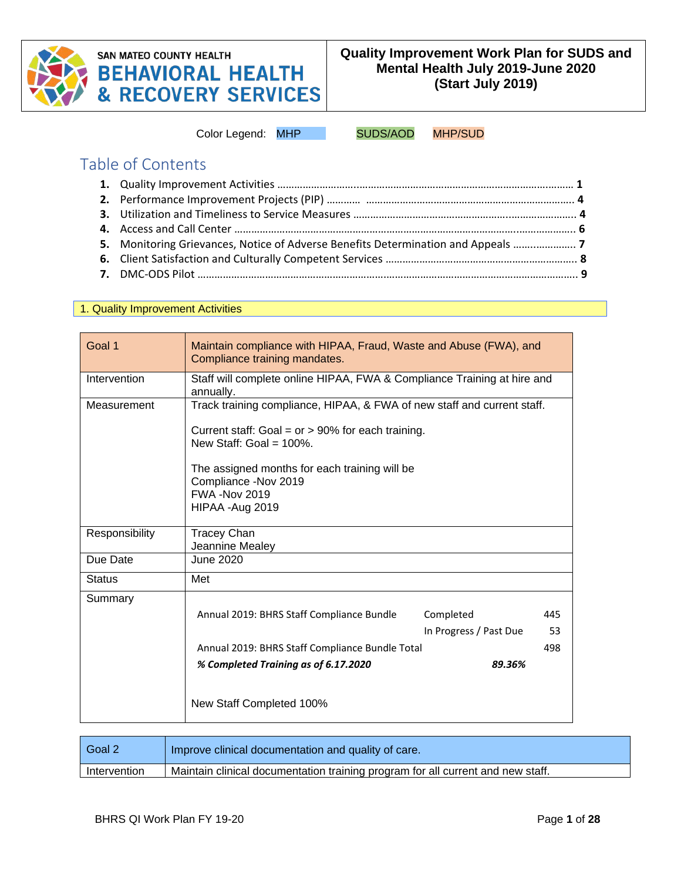SAN MATEO COUNTY HEALTH
**BEHAVIORAL HEALTH & RECOVERY SERVICES**

# Quality Improvement Work Plan for SUDS and Mental Health July 2019-June 2020 (Start July 2019)

Color Legend: MHP SUDS/AOD MHP/SUD

## Table of Contents

1. Quality Improvement Activities ........ 1
2. Performance Improvement Projects (PIP) ........ 4
3. Utilization and Timeliness to Service Measures ........ 4
4. Access and Call Center ........ 6
5. Monitoring Grievances, Notice of Adverse Benefits Determination and Appeals ........ 7
6. Client Satisfaction and Culturally Competent Services ........ 8
7. DMC-ODS Pilot ........ 9

## 1. Quality Improvement Activities

| Goal 1 | Maintain compliance with HIPAA, Fraud, Waste and Abuse (FWA), and Compliance training mandates. |
|---|---|
| Intervention | Staff will complete online HIPAA, FWA & Compliance Training at hire and annually. |
| Measurement | Track training compliance, HIPAA, & FWA of new staff and current staff.<br><br>Current staff: Goal = or > 90% for each training.<br>New Staff: Goal = 100%.<br><br>The assigned months for each training will be<br>Compliance -Nov 2019<br>FWA -Nov 2019<br>HIPAA -Aug 2019 |
| Responsibility | Tracey Chan<br>Jeannine Mealey |
| Due Date | June 2020 |
| Status | Met |
| Summary | Annual 2019: BHRS Staff Compliance Bundle — Completed 445; In Progress / Past Due 53<br>Annual 2019: BHRS Staff Compliance Bundle Total 498<br>***% Completed Training as of 6.17.2020*** ***89.36%***<br><br>New Staff Completed 100% |

| Goal 2 | Improve clinical documentation and quality of care. |
|---|---|
| Intervention | Maintain clinical documentation training program for all current and new staff. |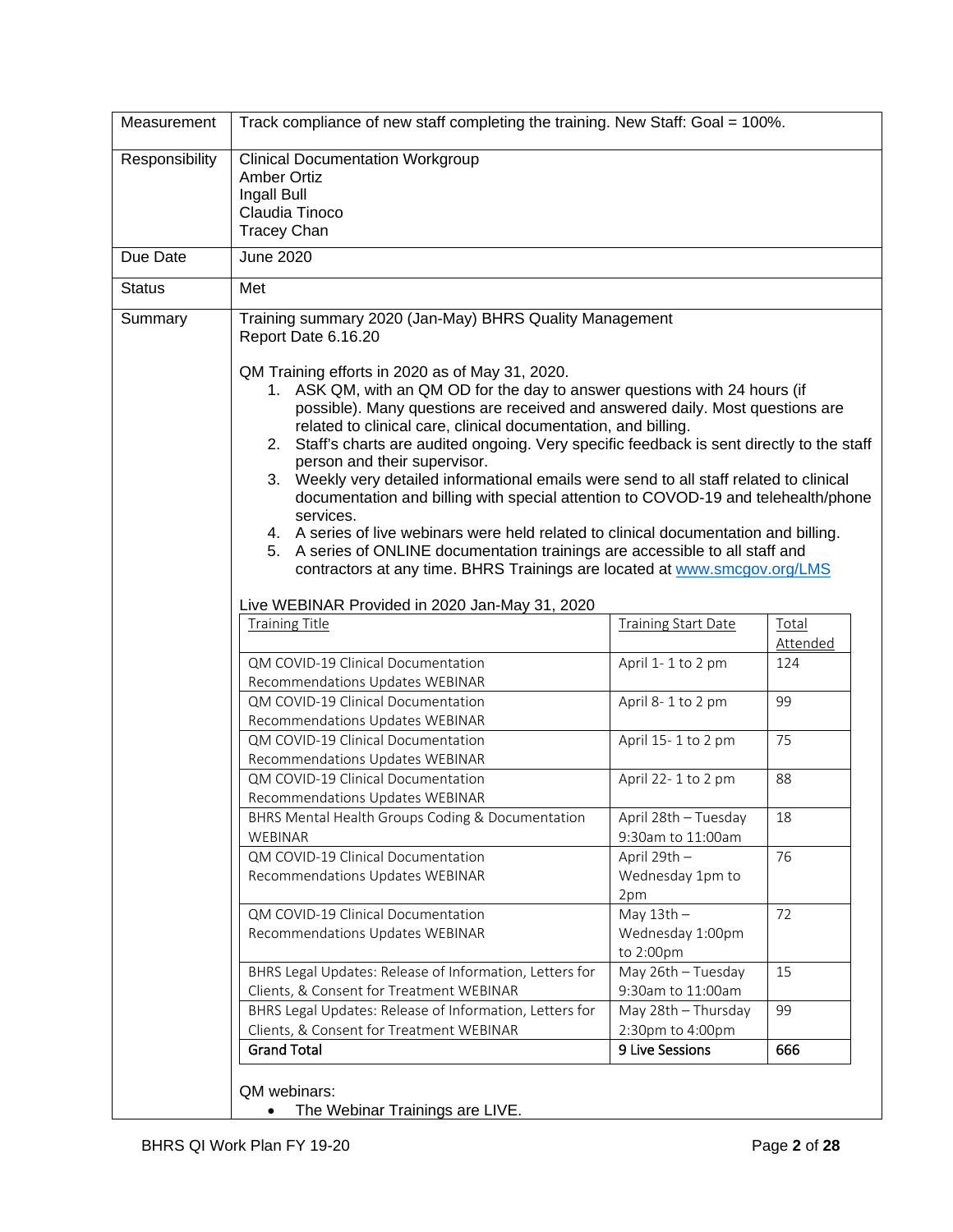| | |
|---|---|
| Measurement | Track compliance of new staff completing the training. New Staff: Goal = 100%. |
| Responsibility | Clinical Documentation Workgroup<br>Amber Ortiz<br>Ingall Bull<br>Claudia Tinoco<br>Tracey Chan |
| Due Date | June 2020 |
| Status | Met |

**Summary**

Training summary 2020 (Jan-May) BHRS Quality Management
Report Date 6.16.20

QM Training efforts in 2020 as of May 31, 2020.

1. ASK QM, with an QM OD for the day to answer questions with 24 hours (if possible). Many questions are received and answered daily. Most questions are related to clinical care, clinical documentation, and billing.
2. Staff's charts are audited ongoing. Very specific feedback is sent directly to the staff person and their supervisor.
3. Weekly very detailed informational emails were send to all staff related to clinical documentation and billing with special attention to COVOD-19 and telehealth/phone services.
4. A series of live webinars were held related to clinical documentation and billing.
5. A series of ONLINE documentation trainings are accessible to all staff and contractors at any time. BHRS Trainings are located at www.smcgov.org/LMS

Live WEBINAR Provided in 2020 Jan-May 31, 2020

| Training Title | Training Start Date | Total Attended |
|---|---|---|
| QM COVID-19 Clinical Documentation Recommendations Updates WEBINAR | April 1- 1 to 2 pm | 124 |
| QM COVID-19 Clinical Documentation Recommendations Updates WEBINAR | April 8- 1 to 2 pm | 99 |
| QM COVID-19 Clinical Documentation Recommendations Updates WEBINAR | April 15- 1 to 2 pm | 75 |
| QM COVID-19 Clinical Documentation Recommendations Updates WEBINAR | April 22- 1 to 2 pm | 88 |
| BHRS Mental Health Groups Coding & Documentation WEBINAR | April 28th – Tuesday 9:30am to 11:00am | 18 |
| QM COVID-19 Clinical Documentation Recommendations Updates WEBINAR | April 29th – Wednesday 1pm to 2pm | 76 |
| QM COVID-19 Clinical Documentation Recommendations Updates WEBINAR | May 13th – Wednesday 1:00pm to 2:00pm | 72 |
| BHRS Legal Updates: Release of Information, Letters for Clients, & Consent for Treatment WEBINAR | May 26th – Tuesday 9:30am to 11:00am | 15 |
| BHRS Legal Updates: Release of Information, Letters for Clients, & Consent for Treatment WEBINAR | May 28th – Thursday 2:30pm to 4:00pm | 99 |
| **Grand Total** | **9 Live Sessions** | **666** |

QM webinars:

- The Webinar Trainings are LIVE.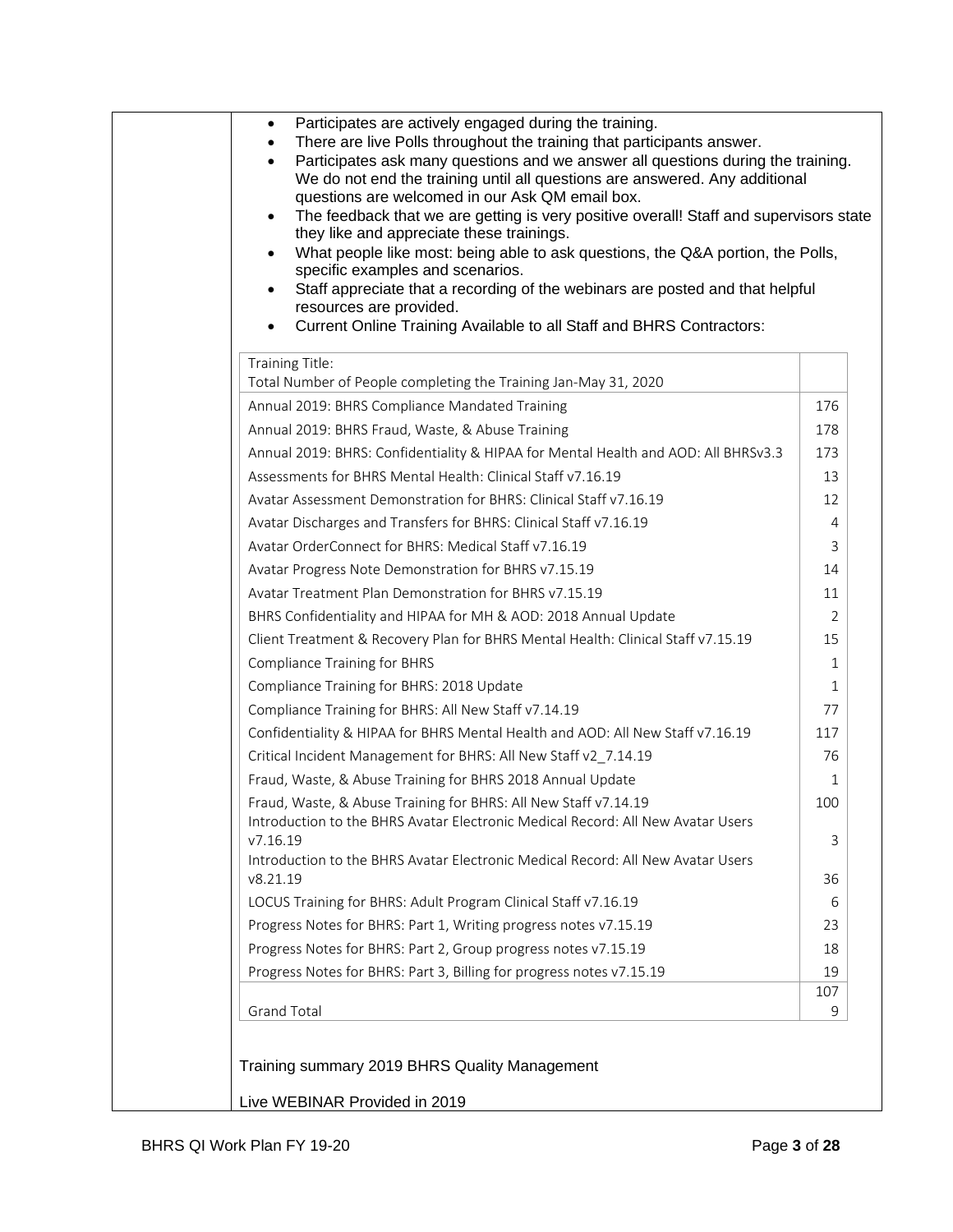- Participates are actively engaged during the training.
- There are live Polls throughout the training that participants answer.
- Participates ask many questions and we answer all questions during the training. We do not end the training until all questions are answered. Any additional questions are welcomed in our Ask QM email box.
- The feedback that we are getting is very positive overall! Staff and supervisors state they like and appreciate these trainings.
- What people like most: being able to ask questions, the Q&A portion, the Polls, specific examples and scenarios.
- Staff appreciate that a recording of the webinars are posted and that helpful resources are provided.
- Current Online Training Available to all Staff and BHRS Contractors:

| Training Title: Total Number of People completing the Training Jan-May 31, 2020 | |
|---|---|
| Annual 2019: BHRS Compliance Mandated Training | 176 |
| Annual 2019: BHRS Fraud, Waste, & Abuse Training | 178 |
| Annual 2019: BHRS: Confidentiality & HIPAA for Mental Health and AOD: All BHRSv3.3 | 173 |
| Assessments for BHRS Mental Health: Clinical Staff v7.16.19 | 13 |
| Avatar Assessment Demonstration for BHRS: Clinical Staff v7.16.19 | 12 |
| Avatar Discharges and Transfers for BHRS: Clinical Staff v7.16.19 | 4 |
| Avatar OrderConnect for BHRS: Medical Staff v7.16.19 | 3 |
| Avatar Progress Note Demonstration for BHRS v7.15.19 | 14 |
| Avatar Treatment Plan Demonstration for BHRS v7.15.19 | 11 |
| BHRS Confidentiality and HIPAA for MH & AOD: 2018 Annual Update | 2 |
| Client Treatment & Recovery Plan for BHRS Mental Health: Clinical Staff v7.15.19 | 15 |
| Compliance Training for BHRS | 1 |
| Compliance Training for BHRS: 2018 Update | 1 |
| Compliance Training for BHRS: All New Staff v7.14.19 | 77 |
| Confidentiality & HIPAA for BHRS Mental Health and AOD: All New Staff v7.16.19 | 117 |
| Critical Incident Management for BHRS: All New Staff v2_7.14.19 | 76 |
| Fraud, Waste, & Abuse Training for BHRS 2018 Annual Update | 1 |
| Fraud, Waste, & Abuse Training for BHRS: All New Staff v7.14.19 | 100 |
| Introduction to the BHRS Avatar Electronic Medical Record: All New Avatar Users v7.16.19 | 3 |
| Introduction to the BHRS Avatar Electronic Medical Record: All New Avatar Users v8.21.19 | 36 |
| LOCUS Training for BHRS: Adult Program Clinical Staff v7.16.19 | 6 |
| Progress Notes for BHRS: Part 1, Writing progress notes v7.15.19 | 23 |
| Progress Notes for BHRS: Part 2, Group progress notes v7.15.19 | 18 |
| Progress Notes for BHRS: Part 3, Billing for progress notes v7.15.19 | 19 |
| Grand Total | 1079 |

Training summary 2019 BHRS Quality Management

Live WEBINAR Provided in 2019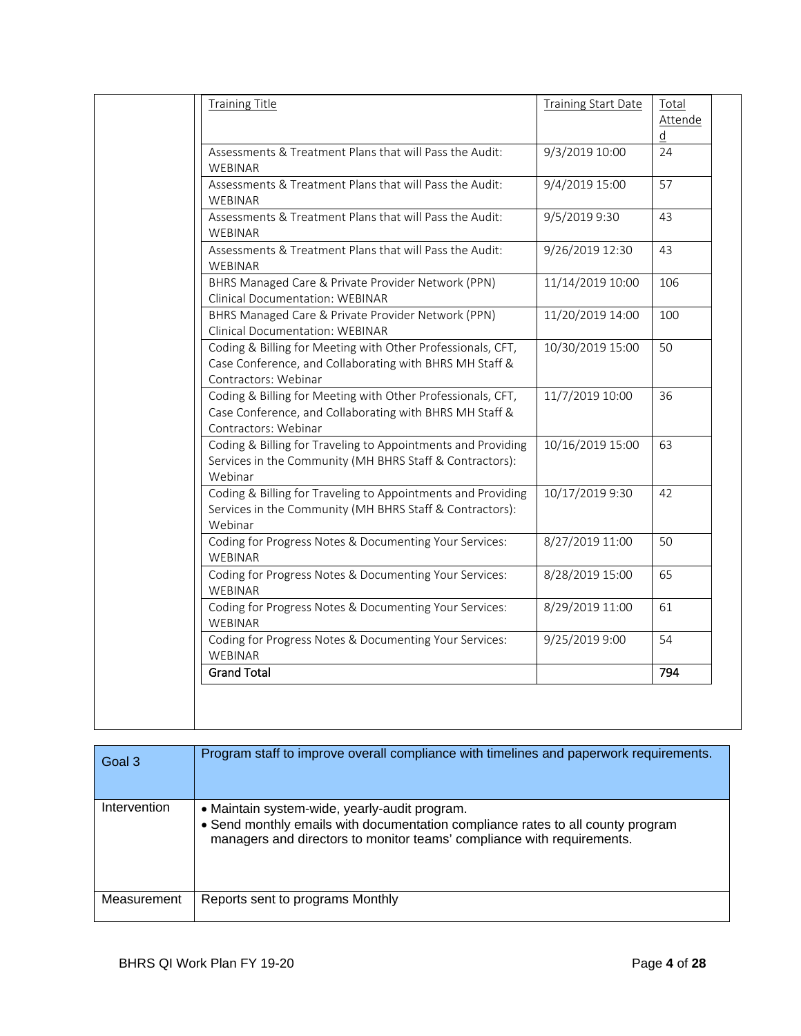| Training Title | Training Start Date | Total Attended |
|---|---|---|
| Assessments & Treatment Plans that will Pass the Audit: WEBINAR | 9/3/2019 10:00 | 24 |
| Assessments & Treatment Plans that will Pass the Audit: WEBINAR | 9/4/2019 15:00 | 57 |
| Assessments & Treatment Plans that will Pass the Audit: WEBINAR | 9/5/2019 9:30 | 43 |
| Assessments & Treatment Plans that will Pass the Audit: WEBINAR | 9/26/2019 12:30 | 43 |
| BHRS Managed Care & Private Provider Network (PPN) Clinical Documentation: WEBINAR | 11/14/2019 10:00 | 106 |
| BHRS Managed Care & Private Provider Network (PPN) Clinical Documentation: WEBINAR | 11/20/2019 14:00 | 100 |
| Coding & Billing for Meeting with Other Professionals, CFT, Case Conference, and Collaborating with BHRS MH Staff & Contractors: Webinar | 10/30/2019 15:00 | 50 |
| Coding & Billing for Meeting with Other Professionals, CFT, Case Conference, and Collaborating with BHRS MH Staff & Contractors: Webinar | 11/7/2019 10:00 | 36 |
| Coding & Billing for Traveling to Appointments and Providing Services in the Community (MH BHRS Staff & Contractors): Webinar | 10/16/2019 15:00 | 63 |
| Coding & Billing for Traveling to Appointments and Providing Services in the Community (MH BHRS Staff & Contractors): Webinar | 10/17/2019 9:30 | 42 |
| Coding for Progress Notes & Documenting Your Services: WEBINAR | 8/27/2019 11:00 | 50 |
| Coding for Progress Notes & Documenting Your Services: WEBINAR | 8/28/2019 15:00 | 65 |
| Coding for Progress Notes & Documenting Your Services: WEBINAR | 8/29/2019 11:00 | 61 |
| Coding for Progress Notes & Documenting Your Services: WEBINAR | 9/25/2019 9:00 | 54 |
| **Grand Total** | | **794** |

| Goal 3 | Program staff to improve overall compliance with timelines and paperwork requirements. |
|---|---|
| Intervention | • Maintain system-wide, yearly-audit program.<br>• Send monthly emails with documentation compliance rates to all county program managers and directors to monitor teams' compliance with requirements. |
| Measurement | Reports sent to programs Monthly |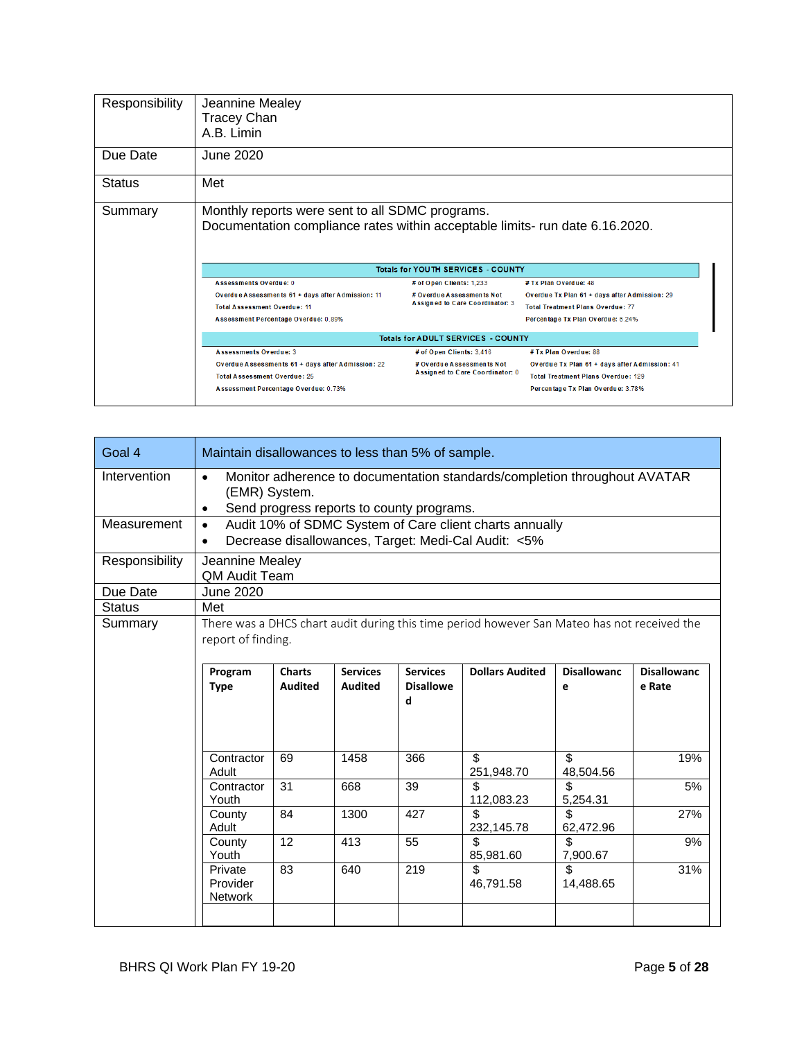| | |
|---|---|
| Responsibility | Jeannine Mealey<br>Tracey Chan<br>A.B. Limin |
| Due Date | June 2020 |
| Status | Met |
| Summary | Monthly reports were sent to all SDMC programs.<br>Documentation compliance rates within acceptable limits- run date 6.16.2020. |

**Totals for YOUTH SERVICES - COUNTY**

| | | |
|---|---|---|
| Assessments Overdue: 0 | # of Open Clients: 1,233 | # Tx Plan Overdue: 48 |
| Overdue Assessments 61 + days after Admission: 11 | # Overdue Assessments Not Assigned to Care Coordinator: 3 | Overdue Tx Plan 61 + days after Admission: 29 |
| Total Assessment Overdue: 11 | | Total Treatment Plans Overdue: 77 |
| Assessment Percentage Overdue: 0.89% | | Percentage Tx Plan Overdue: 6.24% |

**Totals for ADULT SERVICES - COUNTY**

| | | |
|---|---|---|
| Assessments Overdue: 3 | # of Open Clients: 3,416 | # Tx Plan Overdue: 88 |
| Overdue Assessments 61 + days after Admission: 22 | # Overdue Assessments Not Assigned to Care Coordinator: 0 | Overdue Tx Plan 61 + days after Admission: 41 |
| Total Assessment Overdue: 25 | | Total Treatment Plans Overdue: 129 |
| Assessment Percentage Overdue: 0.73% | | Percentage Tx Plan Overdue: 3.78% |

| Goal 4 | Maintain disallowances to less than 5% of sample. |
|---|---|
| Intervention | • Monitor adherence to documentation standards/completion throughout AVATAR (EMR) System.<br>• Send progress reports to county programs. |
| Measurement | • Audit 10% of SDMC System of Care client charts annually<br>• Decrease disallowances, Target: Medi-Cal Audit: <5% |
| Responsibility | Jeannine Mealey<br>QM Audit Team |
| Due Date | June 2020 |
| Status | Met |
| Summary | There was a DHCS chart audit during this time period however San Mateo has not received the report of finding. |

| Program Type | Charts Audited | Services Audited | Services Disallowed | Dollars Audited | Disallowance | Disallowance Rate |
|---|---|---|---|---|---|---|
| Contractor Adult | 69 | 1458 | 366 | $ 251,948.70 | $ 48,504.56 | 19% |
| Contractor Youth | 31 | 668 | 39 | $ 112,083.23 | $ 5,254.31 | 5% |
| County Adult | 84 | 1300 | 427 | $ 232,145.78 | $ 62,472.96 | 27% |
| County Youth | 12 | 413 | 55 | $ 85,981.60 | $ 7,900.67 | 9% |
| Private Provider Network | 83 | 640 | 219 | $ 46,791.58 | $ 14,488.65 | 31% |
| | | | | | | |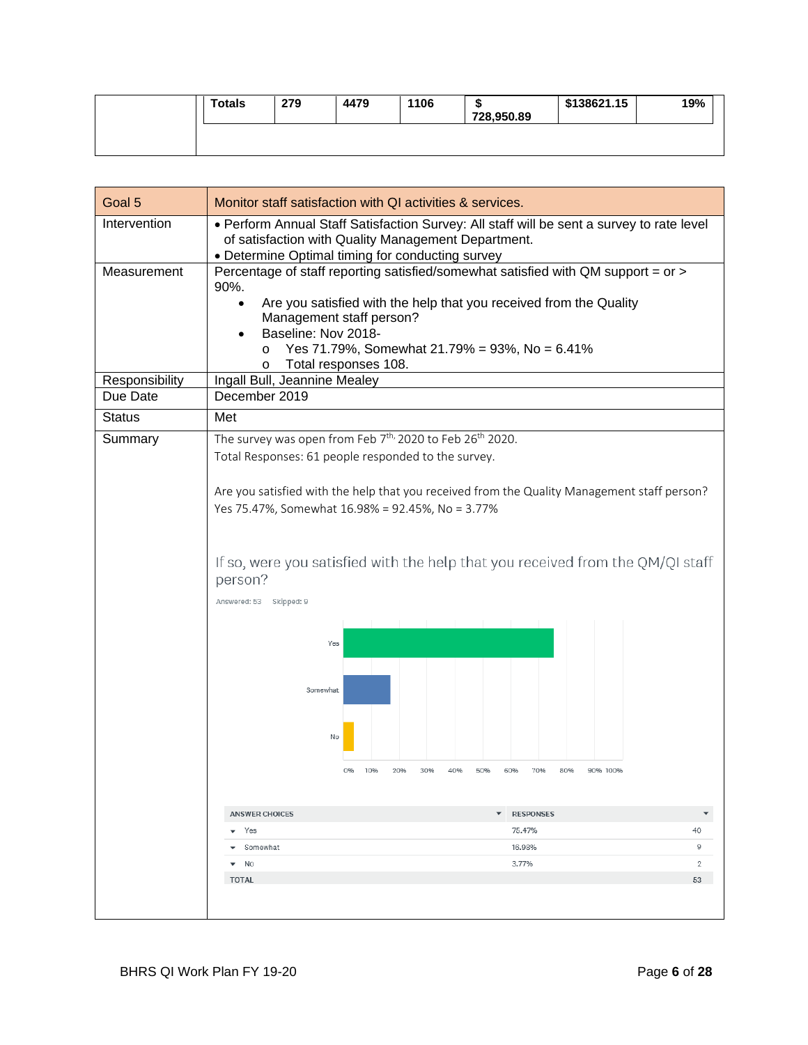| | Totals | 279 | 4479 | 1106 | $ 728,950.89 | $138621.15 | 19% |
|---|---|---|---|---|---|---|---|

| Goal 5 | Monitor staff satisfaction with QI activities & services. |
|---|---|
| Intervention | • Perform Annual Staff Satisfaction Survey: All staff will be sent a survey to rate level of satisfaction with Quality Management Department.<br>• Determine Optimal timing for conducting survey |
| Measurement | Percentage of staff reporting satisfied/somewhat satisfied with QM support = or > 90%.<br>• Are you satisfied with the help that you received from the Quality Management staff person?<br>• Baseline: Nov 2018-<br>  o Yes 71.79%, Somewhat 21.79% = 93%, No = 6.41%<br>  o Total responses 108. |
| Responsibility | Ingall Bull, Jeannine Mealey |
| Due Date | December 2019 |
| Status | Met |
| Summary | The survey was open from Feb 7th, 2020 to Feb 26th 2020.<br>Total Responses: 61 people responded to the survey.<br><br>Are you satisfied with the help that you received from the Quality Management staff person?<br>Yes 75.47%, Somewhat 16.98% = 92.45%, No = 3.77%<br><br>If so, were you satisfied with the help that you received from the QM/QI staff person?<br>Answered: 53 Skipped: 9 |

| ANSWER CHOICES | RESPONSES | |
|---|---|---|
| Yes | 75.47% | 40 |
| Somewhat | 16.98% | 9 |
| No | 3.77% | 2 |
| TOTAL | | 53 |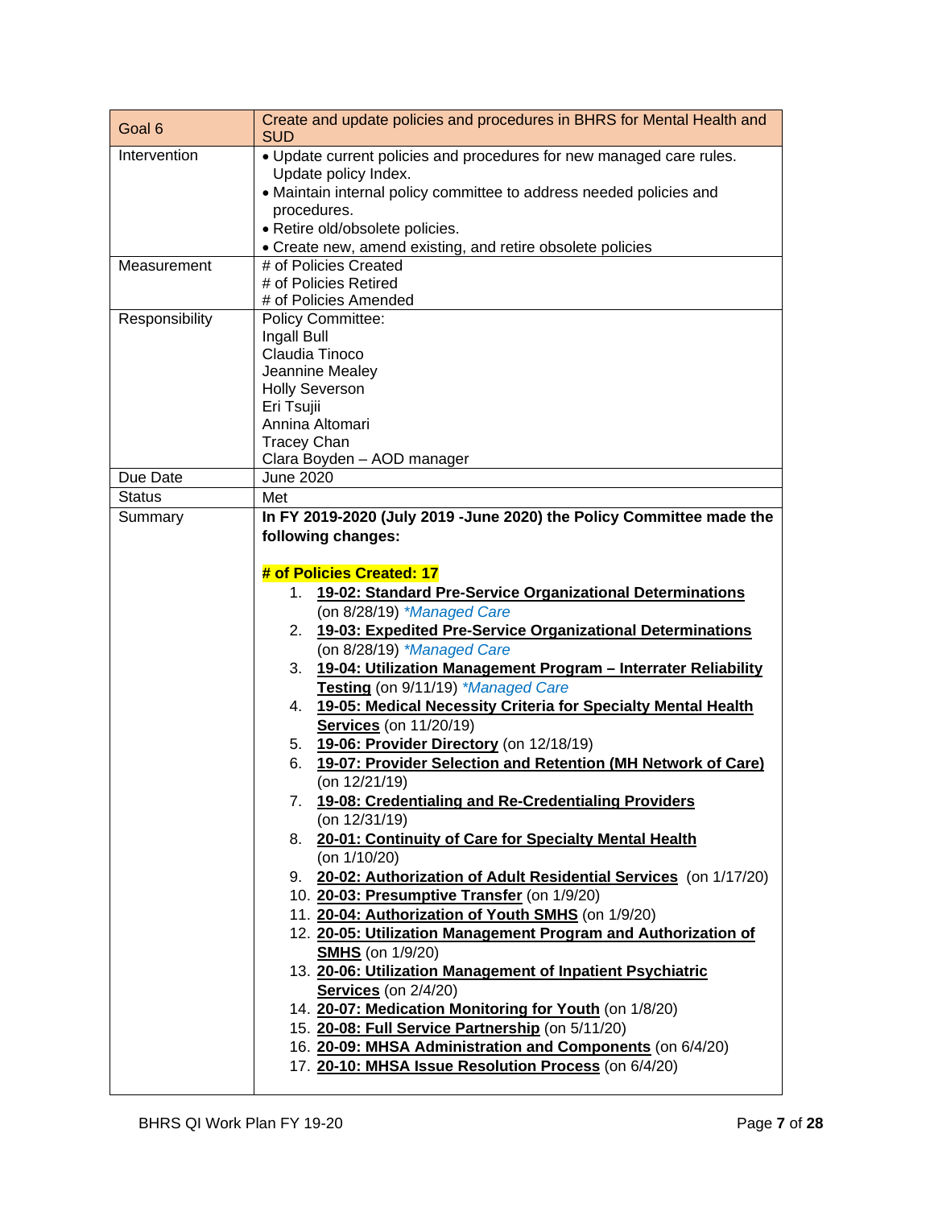| Goal 6 | Create and update policies and procedures in BHRS for Mental Health and SUD |
|---|---|
| Intervention | • Update current policies and procedures for new managed care rules. Update policy Index.<br>• Maintain internal policy committee to address needed policies and procedures.<br>• Retire old/obsolete policies.<br>• Create new, amend existing, and retire obsolete policies |
| Measurement | # of Policies Created<br># of Policies Retired<br># of Policies Amended |
| Responsibility | Policy Committee:<br>Ingall Bull<br>Claudia Tinoco<br>Jeannine Mealey<br>Holly Severson<br>Eri Tsujii<br>Annina Altomari<br>Tracey Chan<br>Clara Boyden – AOD manager |
| Due Date | June 2020 |
| Status | Met |
| Summary | **In FY 2019-2020 (July 2019 -June 2020) the Policy Committee made the following changes:**<br><br>**# of Policies Created: 17**<br>1. **19-02: Standard Pre-Service Organizational Determinations** (on 8/28/19) *\*Managed Care*<br>2. **19-03: Expedited Pre-Service Organizational Determinations** (on 8/28/19) *\*Managed Care*<br>3. **19-04: Utilization Management Program – Interrater Reliability Testing** (on 9/11/19) *\*Managed Care*<br>4. **19-05: Medical Necessity Criteria for Specialty Mental Health Services** (on 11/20/19)<br>5. **19-06: Provider Directory** (on 12/18/19)<br>6. **19-07: Provider Selection and Retention (MH Network of Care)** (on 12/21/19)<br>7. **19-08: Credentialing and Re-Credentialing Providers** (on 12/31/19)<br>8. **20-01: Continuity of Care for Specialty Mental Health** (on 1/10/20)<br>9. **20-02: Authorization of Adult Residential Services** (on 1/17/20)<br>10. **20-03: Presumptive Transfer** (on 1/9/20)<br>11. **20-04: Authorization of Youth SMHS** (on 1/9/20)<br>12. **20-05: Utilization Management Program and Authorization of SMHS** (on 1/9/20)<br>13. **20-06: Utilization Management of Inpatient Psychiatric Services** (on 2/4/20)<br>14. **20-07: Medication Monitoring for Youth** (on 1/8/20)<br>15. **20-08: Full Service Partnership** (on 5/11/20)<br>16. **20-09: MHSA Administration and Components** (on 6/4/20)<br>17. **20-10: MHSA Issue Resolution Process** (on 6/4/20) |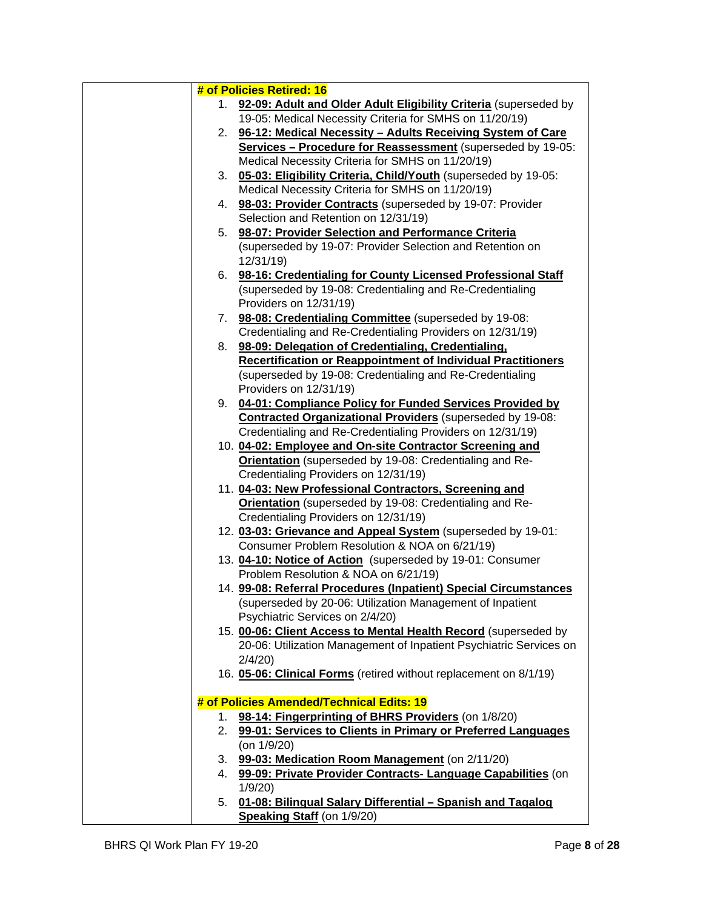| | **# of Policies Retired: 16**<br>1. **92-09: Adult and Older Adult Eligibility Criteria** (superseded by 19-05: Medical Necessity Criteria for SMHS on 11/20/19)<br>2. **96-12: Medical Necessity – Adults Receiving System of Care Services – Procedure for Reassessment** (superseded by 19-05: Medical Necessity Criteria for SMHS on 11/20/19)<br>3. **05-03: Eligibility Criteria, Child/Youth** (superseded by 19-05: Medical Necessity Criteria for SMHS on 11/20/19)<br>4. **98-03: Provider Contracts** (superseded by 19-07: Provider Selection and Retention on 12/31/19)<br>5. **98-07: Provider Selection and Performance Criteria** (superseded by 19-07: Provider Selection and Retention on 12/31/19)<br>6. **98-16: Credentialing for County Licensed Professional Staff** (superseded by 19-08: Credentialing and Re-Credentialing Providers on 12/31/19)<br>7. **98-08: Credentialing Committee** (superseded by 19-08: Credentialing and Re-Credentialing Providers on 12/31/19)<br>8. **98-09: Delegation of Credentialing, Credentialing, Recertification or Reappointment of Individual Practitioners** (superseded by 19-08: Credentialing and Re-Credentialing Providers on 12/31/19)<br>9. **04-01: Compliance Policy for Funded Services Provided by Contracted Organizational Providers** (superseded by 19-08: Credentialing and Re-Credentialing Providers on 12/31/19)<br>10. **04-02: Employee and On-site Contractor Screening and Orientation** (superseded by 19-08: Credentialing and Re-Credentialing Providers on 12/31/19)<br>11. **04-03: New Professional Contractors, Screening and Orientation** (superseded by 19-08: Credentialing and Re-Credentialing Providers on 12/31/19)<br>12. **03-03: Grievance and Appeal System** (superseded by 19-01: Consumer Problem Resolution & NOA on 6/21/19)<br>13. **04-10: Notice of Action** (superseded by 19-01: Consumer Problem Resolution & NOA on 6/21/19)<br>14. **99-08: Referral Procedures (Inpatient) Special Circumstances** (superseded by 20-06: Utilization Management of Inpatient Psychiatric Services on 2/4/20)<br>15. **00-06: Client Access to Mental Health Record** (superseded by 20-06: Utilization Management of Inpatient Psychiatric Services on 2/4/20)<br>16. **05-06: Clinical Forms** (retired without replacement on 8/1/19)<br><br>**# of Policies Amended/Technical Edits: 19**<br>1. **98-14: Fingerprinting of BHRS Providers** (on 1/8/20)<br>2. **99-01: Services to Clients in Primary or Preferred Languages** (on 1/9/20)<br>3. **99-03: Medication Room Management** (on 2/11/20)<br>4. **99-09: Private Provider Contracts- Language Capabilities** (on 1/9/20)<br>5. **01-08: Bilingual Salary Differential – Spanish and Tagalog Speaking Staff** (on 1/9/20) |
|---|---|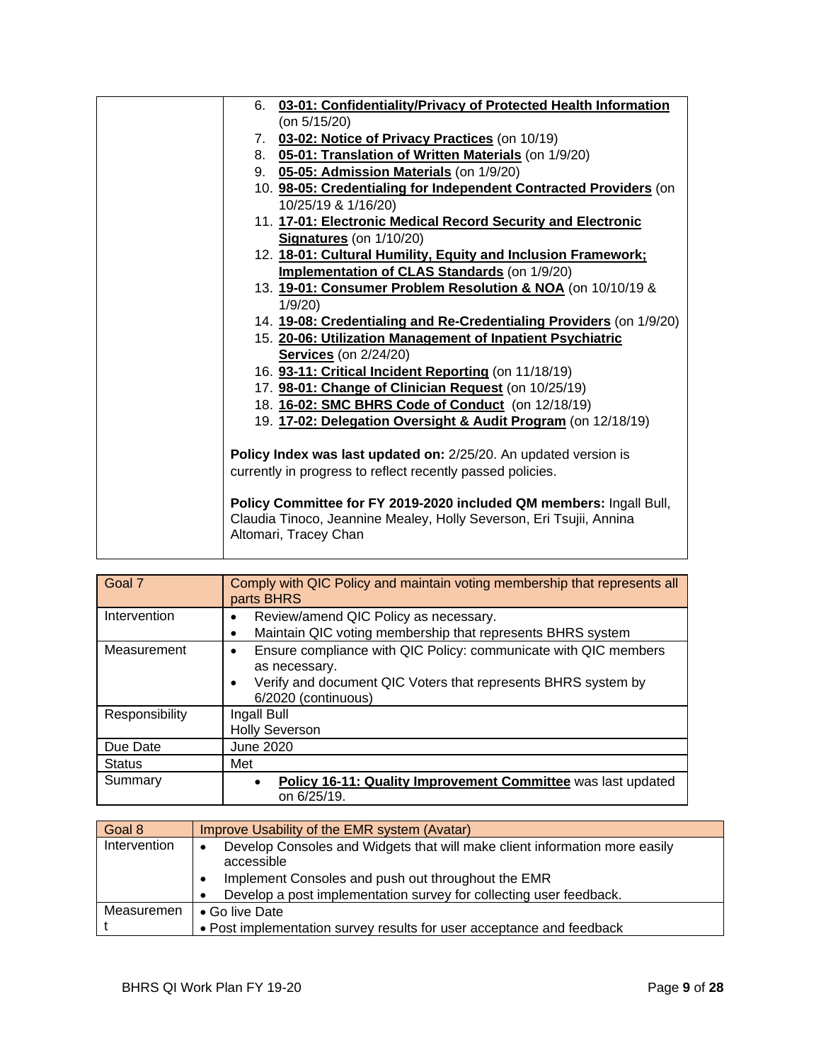| | |
|---|---|
| | 6. **03-01: Confidentiality/Privacy of Protected Health Information** (on 5/15/20)<br>7. **03-02: Notice of Privacy Practices** (on 10/19)<br>8. **05-01: Translation of Written Materials** (on 1/9/20)<br>9. **05-05: Admission Materials** (on 1/9/20)<br>10. **98-05: Credentialing for Independent Contracted Providers** (on 10/25/19 & 1/16/20)<br>11. **17-01: Electronic Medical Record Security and Electronic Signatures** (on 1/10/20)<br>12. **18-01: Cultural Humility, Equity and Inclusion Framework; Implementation of CLAS Standards** (on 1/9/20)<br>13. **19-01: Consumer Problem Resolution & NOA** (on 10/10/19 & 1/9/20)<br>14. **19-08: Credentialing and Re-Credentialing Providers** (on 1/9/20)<br>15. **20-06: Utilization Management of Inpatient Psychiatric Services** (on 2/24/20)<br>16. **93-11: Critical Incident Reporting** (on 11/18/19)<br>17. **98-01: Change of Clinician Request** (on 10/25/19)<br>18. **16-02: SMC BHRS Code of Conduct** (on 12/18/19)<br>19. **17-02: Delegation Oversight & Audit Program** (on 12/18/19)<br><br>**Policy Index was last updated on:** 2/25/20. An updated version is currently in progress to reflect recently passed policies.<br><br>**Policy Committee for FY 2019-2020 included QM members:** Ingall Bull, Claudia Tinoco, Jeannine Mealey, Holly Severson, Eri Tsujii, Annina Altomari, Tracey Chan |

| Goal 7 | Comply with QIC Policy and maintain voting membership that represents all parts BHRS |
|---|---|
| Intervention | • Review/amend QIC Policy as necessary.<br>• Maintain QIC voting membership that represents BHRS system |
| Measurement | • Ensure compliance with QIC Policy: communicate with QIC members as necessary.<br>• Verify and document QIC Voters that represents BHRS system by 6/2020 (continuous) |
| Responsibility | Ingall Bull<br>Holly Severson |
| Due Date | June 2020 |
| Status | Met |
| Summary | • **Policy 16-11: Quality Improvement Committee** was last updated on 6/25/19. |

| Goal 8 | Improve Usability of the EMR system (Avatar) |
|---|---|
| Intervention | • Develop Consoles and Widgets that will make client information more easily accessible<br>• Implement Consoles and push out throughout the EMR<br>• Develop a post implementation survey for collecting user feedback. |
| Measurement | • Go live Date<br>• Post implementation survey results for user acceptance and feedback |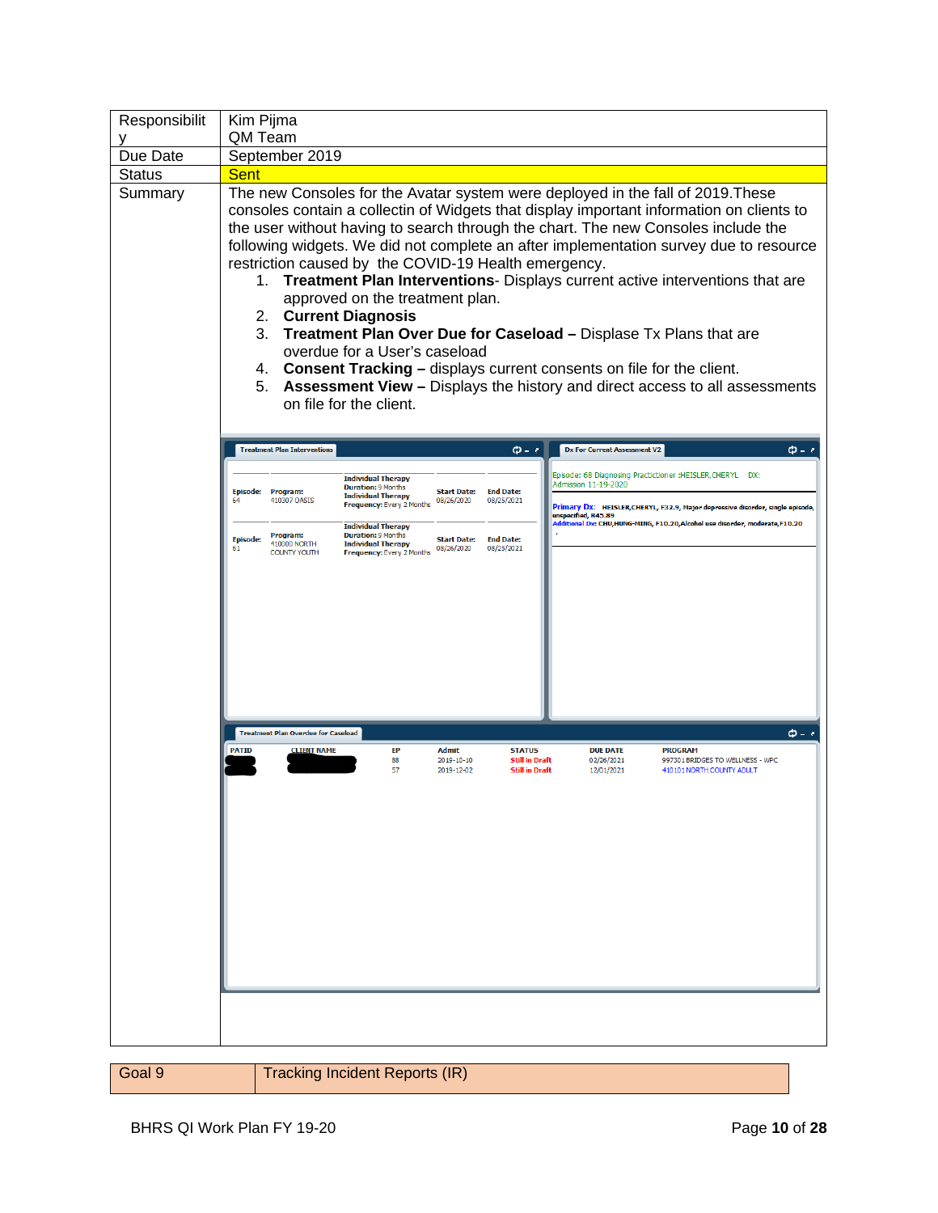| Responsibility | Kim Pijma<br>QM Team |
|---|---|
| Due Date | September 2019 |
| Status | Sent |
| Summary | The new Consoles for the Avatar system were deployed in the fall of 2019.These consoles contain a collectin of Widgets that display important information on clients to the user without having to search through the chart. The new Consoles include the following widgets. We did not complete an after implementation survey due to resource restriction caused by the COVID-19 Health emergency.<br>1. **Treatment Plan Interventions**- Displays current active interventions that are approved on the treatment plan.<br>2. **Current Diagnosis**<br>3. **Treatment Plan Over Due for Caseload –** Displase Tx Plans that are overdue for a User's caseload<br>4. **Consent Tracking –** displays current consents on file for the client.<br>5. **Assessment View –** Displays the history and direct access to all assessments on file for the client. |

| Goal 9 | Tracking Incident Reports (IR) |
|---|---|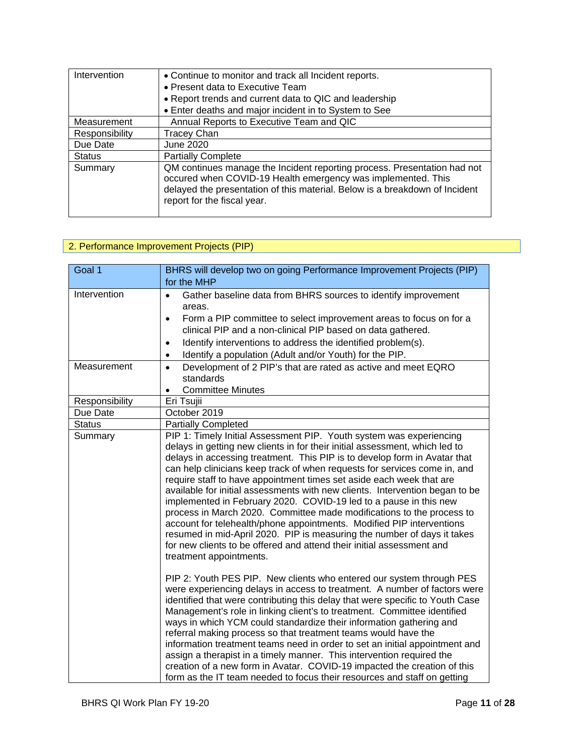| Intervention | • Continue to monitor and track all Incident reports.<br>• Present data to Executive Team<br>• Report trends and current data to QIC and leadership<br>• Enter deaths and major incident in to System to See |
|---|---|
| Measurement | Annual Reports to Executive Team and QIC |
| Responsibility | Tracey Chan |
| Due Date | June 2020 |
| Status | Partially Complete |
| Summary | QM continues manage the Incident reporting process. Presentation had not occured when COVID-19 Health emergency was implemented. This delayed the presentation of this material. Below is a breakdown of Incident report for the fiscal year. |

## 2. Performance Improvement Projects (PIP)

| Goal 1 | BHRS will develop two on going Performance Improvement Projects (PIP) for the MHP |
|---|---|
| Intervention | • Gather baseline data from BHRS sources to identify improvement areas.<br>• Form a PIP committee to select improvement areas to focus on for a clinical PIP and a non-clinical PIP based on data gathered.<br>• Identify interventions to address the identified problem(s).<br>• Identify a population (Adult and/or Youth) for the PIP. |
| Measurement | • Development of 2 PIP's that are rated as active and meet EQRO standards<br>• Committee Minutes |
| Responsibility | Eri Tsujii |
| Due Date | October 2019 |
| Status | Partially Completed |
| Summary | PIP 1: Timely Initial Assessment PIP. Youth system was experiencing delays in getting new clients in for their initial assessment, which led to delays in accessing treatment. This PIP is to develop form in Avatar that can help clinicians keep track of when requests for services come in, and require staff to have appointment times set aside each week that are available for initial assessments with new clients. Intervention began to be implemented in February 2020. COVID-19 led to a pause in this new process in March 2020. Committee made modifications to the process to account for telehealth/phone appointments. Modified PIP interventions resumed in mid-April 2020. PIP is measuring the number of days it takes for new clients to be offered and attend their initial assessment and treatment appointments.<br><br>PIP 2: Youth PES PIP. New clients who entered our system through PES were experiencing delays in access to treatment. A number of factors were identified that were contributing this delay that were specific to Youth Case Management's role in linking client's to treatment. Committee identified ways in which YCM could standardize their information gathering and referral making process so that treatment teams would have the information treatment teams need in order to set an initial appointment and assign a therapist in a timely manner. This intervention required the creation of a new form in Avatar. COVID-19 impacted the creation of this form as the IT team needed to focus their resources and staff on getting |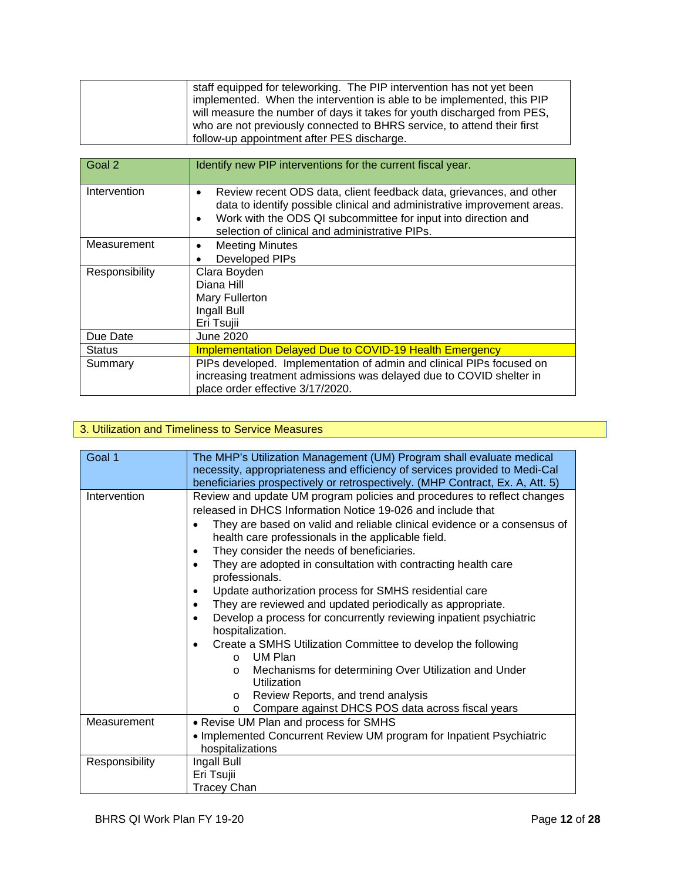| | |
|---|---|
| | staff equipped for teleworking. The PIP intervention has not yet been implemented. When the intervention is able to be implemented, this PIP will measure the number of days it takes for youth discharged from PES, who are not previously connected to BHRS service, to attend their first follow-up appointment after PES discharge. |

| Goal 2 | Identify new PIP interventions for the current fiscal year. |
|---|---|
| Intervention | • Review recent ODS data, client feedback data, grievances, and other data to identify possible clinical and administrative improvement areas.<br>• Work with the ODS QI subcommittee for input into direction and selection of clinical and administrative PIPs. |
| Measurement | • Meeting Minutes<br>• Developed PIPs |
| Responsibility | Clara Boyden<br>Diana Hill<br>Mary Fullerton<br>Ingall Bull<br>Eri Tsujii |
| Due Date | June 2020 |
| Status | Implementation Delayed Due to COVID-19 Health Emergency |
| Summary | PIPs developed. Implementation of admin and clinical PIPs focused on increasing treatment admissions was delayed due to COVID shelter in place order effective 3/17/2020. |

## 3. Utilization and Timeliness to Service Measures

| Goal 1 | The MHP's Utilization Management (UM) Program shall evaluate medical necessity, appropriateness and efficiency of services provided to Medi-Cal beneficiaries prospectively or retrospectively. (MHP Contract, Ex. A, Att. 5) |
|---|---|
| Intervention | Review and update UM program policies and procedures to reflect changes released in DHCS Information Notice 19-026 and include that<br>• They are based on valid and reliable clinical evidence or a consensus of health care professionals in the applicable field.<br>• They consider the needs of beneficiaries.<br>• They are adopted in consultation with contracting health care professionals.<br>• Update authorization process for SMHS residential care<br>• They are reviewed and updated periodically as appropriate.<br>• Develop a process for concurrently reviewing inpatient psychiatric hospitalization.<br>• Create a SMHS Utilization Committee to develop the following<br>&nbsp;&nbsp;&nbsp;&nbsp;o UM Plan<br>&nbsp;&nbsp;&nbsp;&nbsp;o Mechanisms for determining Over Utilization and Under Utilization<br>&nbsp;&nbsp;&nbsp;&nbsp;o Review Reports, and trend analysis<br>&nbsp;&nbsp;&nbsp;&nbsp;o Compare against DHCS POS data across fiscal years |
| Measurement | • Revise UM Plan and process for SMHS<br>• Implemented Concurrent Review UM program for Inpatient Psychiatric hospitalizations |
| Responsibility | Ingall Bull<br>Eri Tsujii<br>Tracey Chan |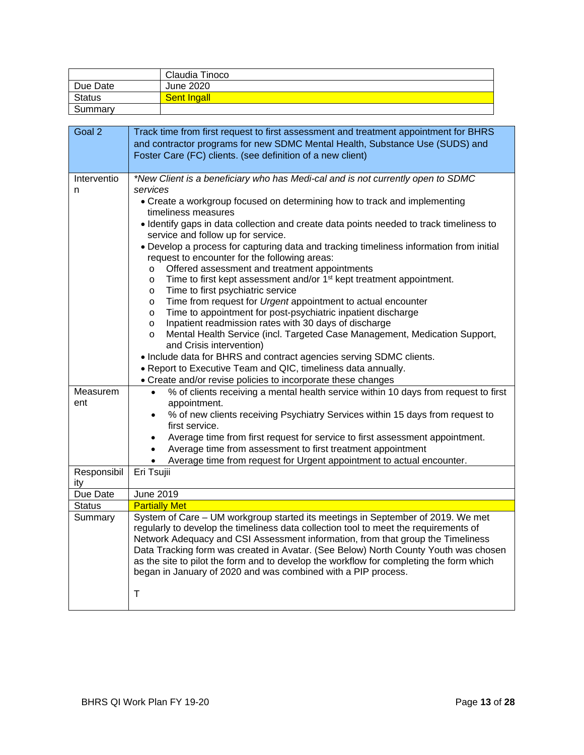| | Claudia Tinoco |
|---|---|
| Due Date | June 2020 |
| Status | Sent Ingall |
| Summary | |

| Goal 2 | Track time from first request to first assessment and treatment appointment for BHRS and contractor programs for new SDMC Mental Health, Substance Use (SUDS) and Foster Care (FC) clients. (see definition of a new client) |
|---|---|
| Intervention | *\*New Client is a beneficiary who has Medi-cal and is not currently open to SDMC services*<br>• Create a workgroup focused on determining how to track and implementing timeliness measures<br>• Identify gaps in data collection and create data points needed to track timeliness to service and follow up for service.<br>• Develop a process for capturing data and tracking timeliness information from initial request to encounter for the following areas:<br>o Offered assessment and treatment appointments<br>o Time to first kept assessment and/or 1st kept treatment appointment.<br>o Time to first psychiatric service<br>o Time from request for *Urgent* appointment to actual encounter<br>o Time to appointment for post-psychiatric inpatient discharge<br>o Inpatient readmission rates with 30 days of discharge<br>o Mental Health Service (incl. Targeted Case Management, Medication Support, and Crisis intervention)<br>• Include data for BHRS and contract agencies serving SDMC clients.<br>• Report to Executive Team and QIC, timeliness data annually.<br>• Create and/or revise policies to incorporate these changes |
| Measurement | • % of clients receiving a mental health service within 10 days from request to first appointment.<br>• % of new clients receiving Psychiatry Services within 15 days from request to first service.<br>• Average time from first request for service to first assessment appointment.<br>• Average time from assessment to first treatment appointment<br>• Average time from request for Urgent appointment to actual encounter. |
| Responsibility | Eri Tsujii |
| Due Date | June 2019 |
| Status | Partially Met |
| Summary | System of Care – UM workgroup started its meetings in September of 2019. We met regularly to develop the timeliness data collection tool to meet the requirements of Network Adequacy and CSI Assessment information, from that group the Timeliness Data Tracking form was created in Avatar. (See Below) North County Youth was chosen as the site to pilot the form and to develop the workflow for completing the form which began in January of 2020 and was combined with a PIP process.<br><br>T |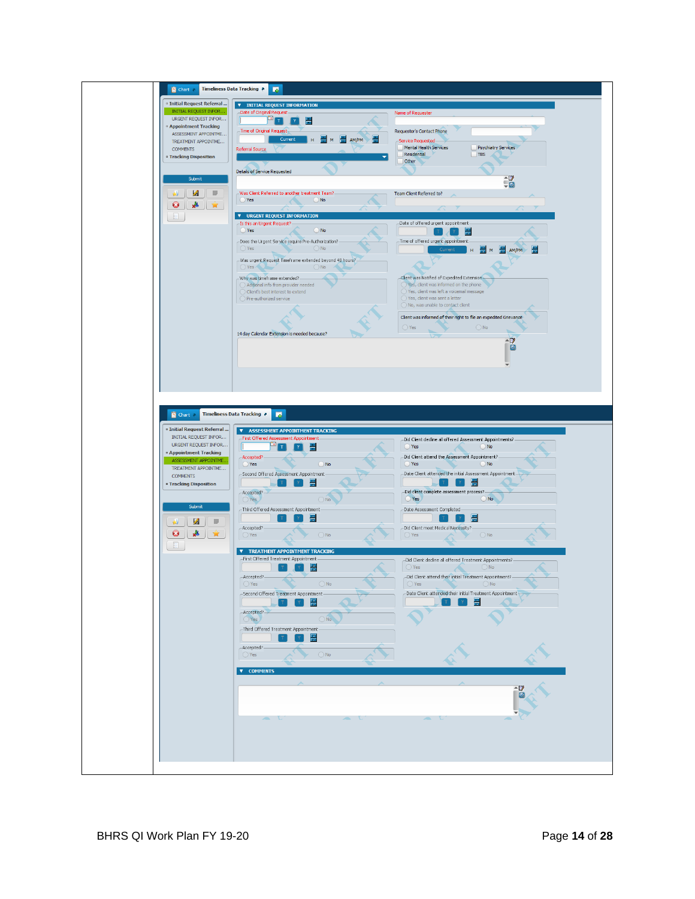Chart | Timeliness Data Tracking

- Initial Request Referral ...
  - INITIAL REQUEST INFOR...
  - URGENT REQUEST INFOR...
- Appointment Tracking
  - ASSESSMENT APPOINTME...
  - TREATMENT APPOINTME...
  - COMMENTS
- Tracking Disposition

Submit

**INITIAL REQUEST INFORMATION**

Date of Original Request

Name of Requester

Time of Original Request — Current H M AM/PM

Requestor's Contact Phone

Referral Source

Service Requested: Mental Health Services / Psychiatry Services / Residential / TBS / Other

Details of Service Requested

Was Client Referred to another treatment Team? Yes / No

Team Client Referred to?

**URGENT REQUEST INFORMATION**

Is this an Urgent Request? Yes / No

Date of offered urgent appointment

Does the Urgent Service require Pre-Authorization? Yes / No

Time of offered urgent appointment — Current H M AM/PM

Was urgent Request Timeframe extended beyond 48 hours? Yes / No

Why was timeframe extended?
- Adional info from provider needed
- Client's best interest to extend
- Pre-authorized service

Client was Notified of Expedited Extension
- Yes, client was informed on the phone
- Yes, client was left a voicemail message
- Yes, client was sent a letter
- No, was unable to contact client

Client was informed of their right to file an expedited Grievance: Yes / No

14 day Calendar Extension is needed because?

Chart | Timeliness Data Tracking

**ASSESSMENT APPOINTMENT TRACKING**

First Offered Assessment Appointment

Did Client decline all offered Assessment Appointments? Yes / No

Accepted? Yes / No

Did Client attend the Assessment Appointment? Yes / No

Second Offered Assessment Appointment

Date Client attended the initial Assessment Appointment

Accepted? Yes / No

Did client complete assessment process? Yes / No

Third Offered Assessment Appointment

Date Assessment Completed

Accepted? Yes / No

Did Client meet Medical Necessity? Yes / No

**TREATMENT APPOINTMENT TRACKING**

First Offered Treatment Appointment

Did Client decline all offered Treatment Appointments? Yes / No

Accepted? Yes / No

Did Client attend their initial Treatment Appointment? Yes / No

Second Offered Treatment Appointment

Date Client attended their initial Treatment Appointment

Accepted? Yes / No

Third Offered Treatment Appointment

Accepted? Yes / No

**COMMENTS**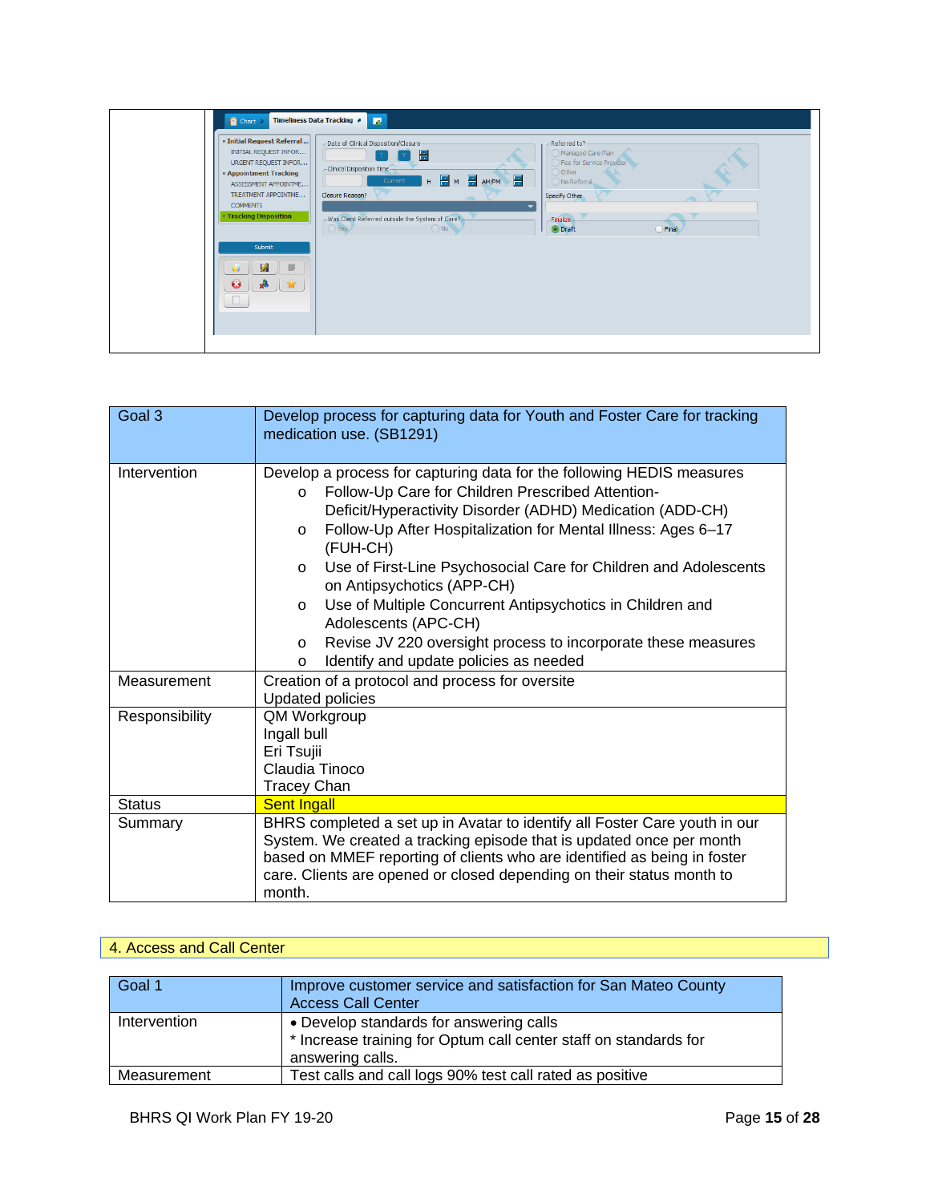| Goal 3 | Develop process for capturing data for Youth and Foster Care for tracking medication use. (SB1291) |
|---|---|
| Intervention | Develop a process for capturing data for the following HEDIS measures<br>o Follow-Up Care for Children Prescribed Attention-Deficit/Hyperactivity Disorder (ADHD) Medication (ADD-CH)<br>o Follow-Up After Hospitalization for Mental Illness: Ages 6–17 (FUH-CH)<br>o Use of First-Line Psychosocial Care for Children and Adolescents on Antipsychotics (APP-CH)<br>o Use of Multiple Concurrent Antipsychotics in Children and Adolescents (APC-CH)<br>o Revise JV 220 oversight process to incorporate these measures<br>o Identify and update policies as needed |
| Measurement | Creation of a protocol and process for oversite<br>Updated policies |
| Responsibility | QM Workgroup<br>Ingall bull<br>Eri Tsujii<br>Claudia Tinoco<br>Tracey Chan |
| Status | Sent Ingall |
| Summary | BHRS completed a set up in Avatar to identify all Foster Care youth in our System. We created a tracking episode that is updated once per month based on MMEF reporting of clients who are identified as being in foster care. Clients are opened or closed depending on their status month to month. |

## 4. Access and Call Center

| Goal 1 | Improve customer service and satisfaction for San Mateo County Access Call Center |
|---|---|
| Intervention | • Develop standards for answering calls<br>* Increase training for Optum call center staff on standards for answering calls. |
| Measurement | Test calls and call logs 90% test call rated as positive |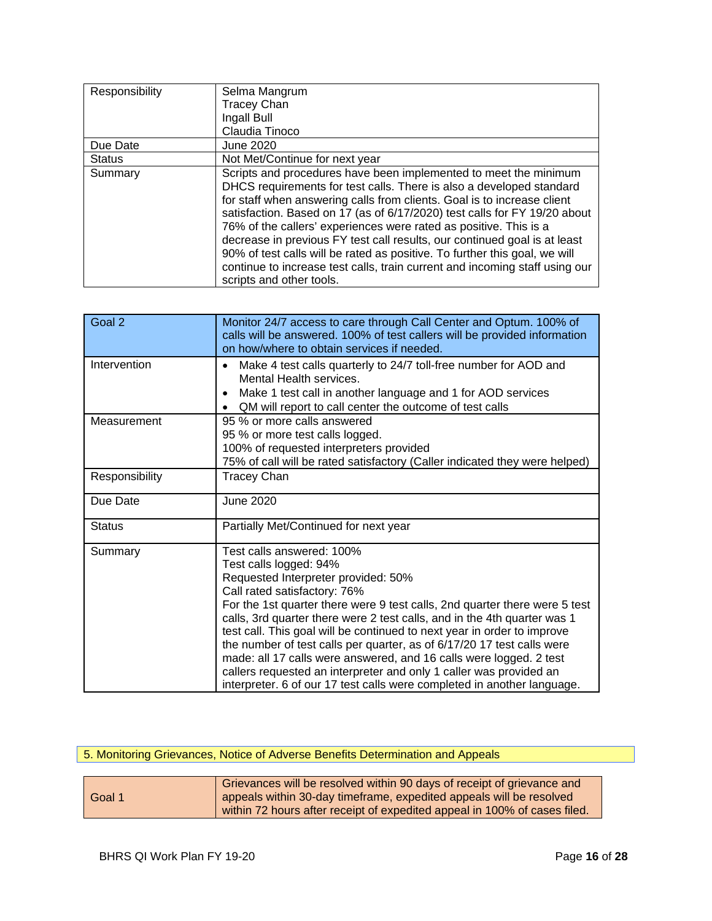| | |
|---|---|
| Responsibility | Selma Mangrum<br>Tracey Chan<br>Ingall Bull<br>Claudia Tinoco |
| Due Date | June 2020 |
| Status | Not Met/Continue for next year |
| Summary | Scripts and procedures have been implemented to meet the minimum DHCS requirements for test calls. There is also a developed standard for staff when answering calls from clients. Goal is to increase client satisfaction. Based on 17 (as of 6/17/2020) test calls for FY 19/20 about 76% of the callers' experiences were rated as positive. This is a decrease in previous FY test call results, our continued goal is at least 90% of test calls will be rated as positive. To further this goal, we will continue to increase test calls, train current and incoming staff using our scripts and other tools. |

| Goal 2 | Monitor 24/7 access to care through Call Center and Optum. 100% of calls will be answered. 100% of test callers will be provided information on how/where to obtain services if needed. |
|---|---|
| Intervention | • Make 4 test calls quarterly to 24/7 toll-free number for AOD and Mental Health services.<br>• Make 1 test call in another language and 1 for AOD services<br>• QM will report to call center the outcome of test calls |
| Measurement | 95 % or more calls answered<br>95 % or more test calls logged.<br>100% of requested interpreters provided<br>75% of call will be rated satisfactory (Caller indicated they were helped) |
| Responsibility | Tracey Chan |
| Due Date | June 2020 |
| Status | Partially Met/Continued for next year |
| Summary | Test calls answered: 100%<br>Test calls logged: 94%<br>Requested Interpreter provided: 50%<br>Call rated satisfactory: 76%<br>For the 1st quarter there were 9 test calls, 2nd quarter there were 5 test calls, 3rd quarter there were 2 test calls, and in the 4th quarter was 1 test call. This goal will be continued to next year in order to improve the number of test calls per quarter, as of 6/17/20 17 test calls were made: all 17 calls were answered, and 16 calls were logged. 2 test callers requested an interpreter and only 1 caller was provided an interpreter. 6 of our 17 test calls were completed in another language. |

## 5. Monitoring Grievances, Notice of Adverse Benefits Determination and Appeals

| Goal 1 | Grievances will be resolved within 90 days of receipt of grievance and appeals within 30-day timeframe, expedited appeals will be resolved within 72 hours after receipt of expedited appeal in 100% of cases filed. |
|---|---|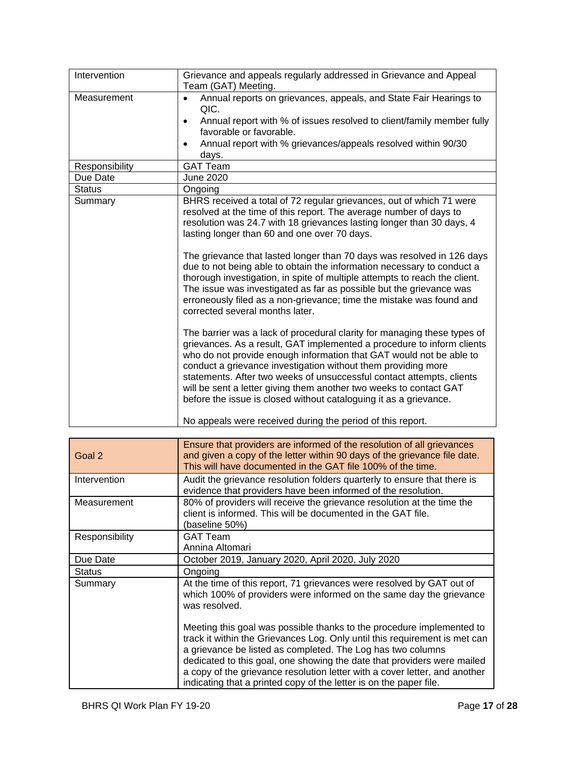| | |
|---|---|
| Intervention | Grievance and appeals regularly addressed in Grievance and Appeal Team (GAT) Meeting. |
| Measurement | • Annual reports on grievances, appeals, and State Fair Hearings to QIC.<br>• Annual report with % of issues resolved to client/family member fully favorable or favorable.<br>• Annual report with % grievances/appeals resolved within 90/30 days. |
| Responsibility | GAT Team |
| Due Date | June 2020 |
| Status | Ongoing |
| Summary | BHRS received a total of 72 regular grievances, out of which 71 were resolved at the time of this report. The average number of days to resolution was 24.7 with 18 grievances lasting longer than 30 days, 4 lasting longer than 60 and one over 70 days.<br><br>The grievance that lasted longer than 70 days was resolved in 126 days due to not being able to obtain the information necessary to conduct a thorough investigation, in spite of multiple attempts to reach the client. The issue was investigated as far as possible but the grievance was erroneously filed as a non-grievance; time the mistake was found and corrected several months later.<br><br>The barrier was a lack of procedural clarity for managing these types of grievances. As a result, GAT implemented a procedure to inform clients who do not provide enough information that GAT would not be able to conduct a grievance investigation without them providing more statements. After two weeks of unsuccessful contact attempts, clients will be sent a letter giving them another two weeks to contact GAT before the issue is closed without cataloguing it as a grievance.<br><br>No appeals were received during the period of this report. |

| Goal 2 | Ensure that providers are informed of the resolution of all grievances and given a copy of the letter within 90 days of the grievance file date. This will have documented in the GAT file 100% of the time. |
|---|---|
| Intervention | Audit the grievance resolution folders quarterly to ensure that there is evidence that providers have been informed of the resolution. |
| Measurement | 80% of providers will receive the grievance resolution at the time the client is informed. This will be documented in the GAT file.<br>(baseline 50%) |
| Responsibility | GAT Team<br>Annina Altomari |
| Due Date | October 2019, January 2020, April 2020, July 2020 |
| Status | Ongoing |
| Summary | At the time of this report, 71 grievances were resolved by GAT out of which 100% of providers were informed on the same day the grievance was resolved.<br><br>Meeting this goal was possible thanks to the procedure implemented to track it within the Grievances Log. Only until this requirement is met can a grievance be listed as completed. The Log has two columns dedicated to this goal, one showing the date that providers were mailed a copy of the grievance resolution letter with a cover letter, and another indicating that a printed copy of the letter is on the paper file. |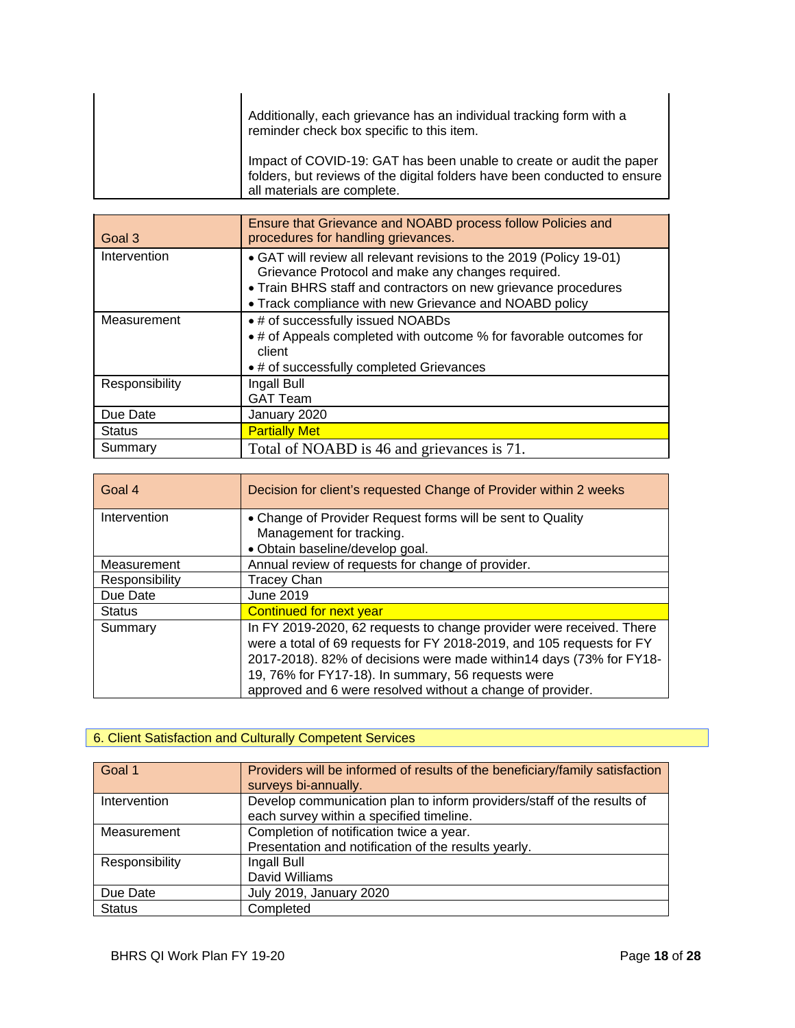| | |
|---|---|
| | Additionally, each grievance has an individual tracking form with a reminder check box specific to this item.<br><br>Impact of COVID-19: GAT has been unable to create or audit the paper folders, but reviews of the digital folders have been conducted to ensure all materials are complete. |

| Goal 3 | Ensure that Grievance and NOABD process follow Policies and procedures for handling grievances. |
|---|---|
| Intervention | • GAT will review all relevant revisions to the 2019 (Policy 19-01) Grievance Protocol and make any changes required.<br>• Train BHRS staff and contractors on new grievance procedures<br>• Track compliance with new Grievance and NOABD policy |
| Measurement | • # of successfully issued NOABDs<br>• # of Appeals completed with outcome % for favorable outcomes for client<br>• # of successfully completed Grievances |
| Responsibility | Ingall Bull<br>GAT Team |
| Due Date | January 2020 |
| Status | Partially Met |
| Summary | Total of NOABD is 46 and grievances is 71. |

| Goal 4 | Decision for client's requested Change of Provider within 2 weeks |
|---|---|
| Intervention | • Change of Provider Request forms will be sent to Quality Management for tracking.<br>• Obtain baseline/develop goal. |
| Measurement | Annual review of requests for change of provider. |
| Responsibility | Tracey Chan |
| Due Date | June 2019 |
| Status | Continued for next year |
| Summary | In FY 2019-2020, 62 requests to change provider were received. There were a total of 69 requests for FY 2018-2019, and 105 requests for FY 2017-2018). 82% of decisions were made within14 days (73% for FY18-19, 76% for FY17-18). In summary, 56 requests were approved and 6 were resolved without a change of provider. |

## 6. Client Satisfaction and Culturally Competent Services

| Goal 1 | Providers will be informed of results of the beneficiary/family satisfaction surveys bi-annually. |
|---|---|
| Intervention | Develop communication plan to inform providers/staff of the results of each survey within a specified timeline. |
| Measurement | Completion of notification twice a year.<br>Presentation and notification of the results yearly. |
| Responsibility | Ingall Bull<br>David Williams |
| Due Date | July 2019, January 2020 |
| Status | Completed |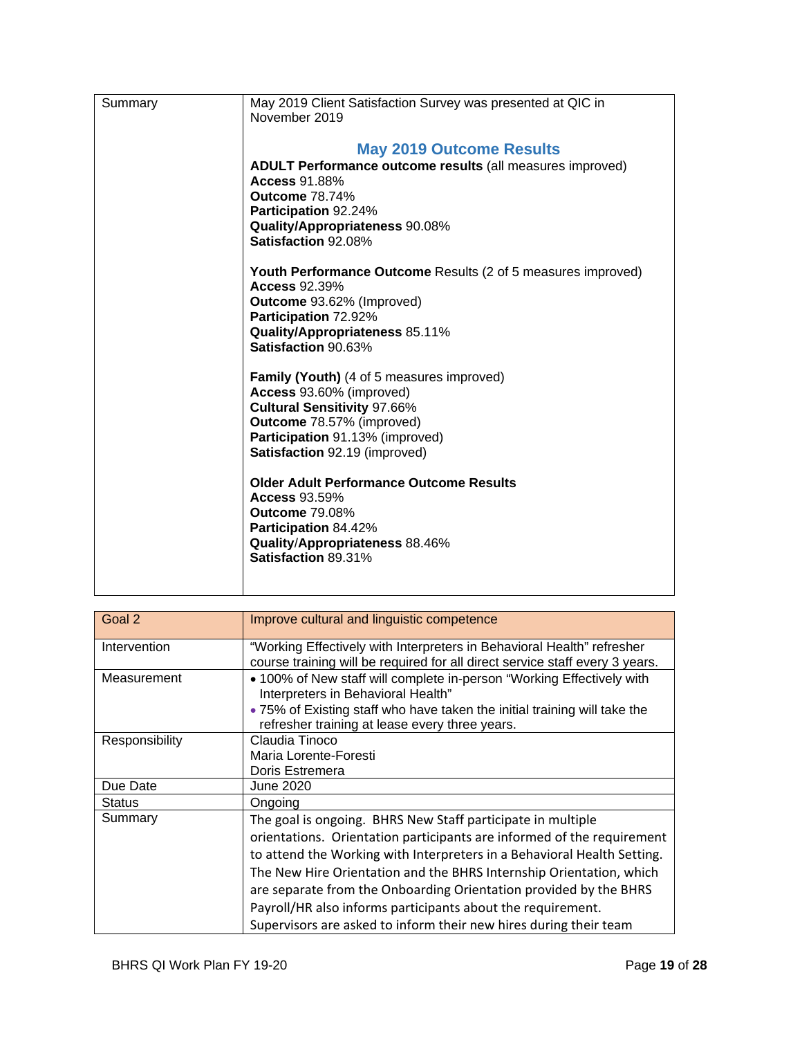| | |
|---|---|
| Summary | May 2019 Client Satisfaction Survey was presented at QIC in November 2019<br><br>**May 2019 Outcome Results**<br>**ADULT Performance outcome results** (all measures improved)<br>**Access** 91.88%<br>**Outcome** 78.74%<br>**Participation** 92.24%<br>**Quality/Appropriateness** 90.08%<br>**Satisfaction** 92.08%<br><br>**Youth Performance Outcome** Results (2 of 5 measures improved)<br>**Access** 92.39%<br>**Outcome** 93.62% (Improved)<br>**Participation** 72.92%<br>**Quality/Appropriateness** 85.11%<br>**Satisfaction** 90.63%<br><br>**Family (Youth)** (4 of 5 measures improved)<br>**Access** 93.60% (improved)<br>**Cultural Sensitivity** 97.66%<br>**Outcome** 78.57% (improved)<br>**Participation** 91.13% (improved)<br>**Satisfaction** 92.19 (improved)<br><br>**Older Adult Performance Outcome Results**<br>**Access** 93.59%<br>**Outcome** 79.08%<br>**Participation** 84.42%<br>**Quality/Appropriateness** 88.46%<br>**Satisfaction** 89.31% |

| Goal 2 | Improve cultural and linguistic competence |
|---|---|
| Intervention | "Working Effectively with Interpreters in Behavioral Health" refresher course training will be required for all direct service staff every 3 years. |
| Measurement | • 100% of New staff will complete in-person "Working Effectively with Interpreters in Behavioral Health"<br>• 75% of Existing staff who have taken the initial training will take the refresher training at lease every three years. |
| Responsibility | Claudia Tinoco<br>Maria Lorente-Foresti<br>Doris Estremera |
| Due Date | June 2020 |
| Status | Ongoing |
| Summary | The goal is ongoing. BHRS New Staff participate in multiple orientations. Orientation participants are informed of the requirement to attend the Working with Interpreters in a Behavioral Health Setting. The New Hire Orientation and the BHRS Internship Orientation, which are separate from the Onboarding Orientation provided by the BHRS Payroll/HR also informs participants about the requirement. Supervisors are asked to inform their new hires during their team |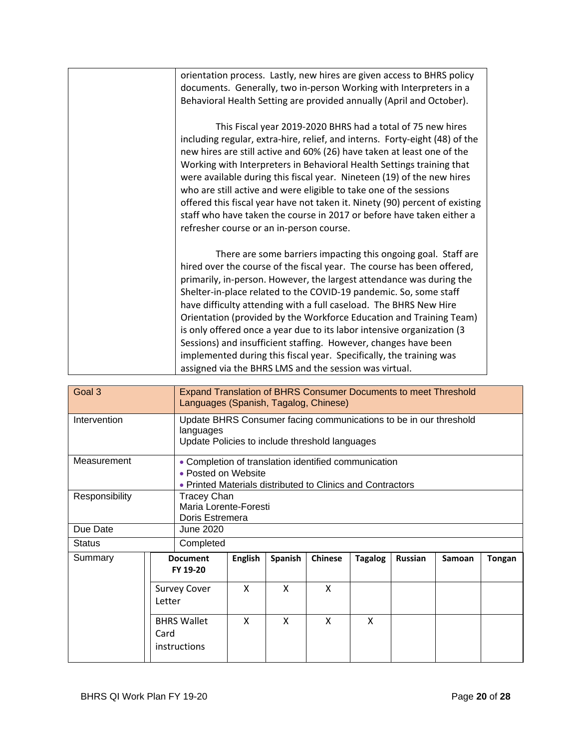| | orientation process. Lastly, new hires are given access to BHRS policy documents. Generally, two in-person Working with Interpreters in a Behavioral Health Setting are provided annually (April and October).<br><br>This Fiscal year 2019-2020 BHRS had a total of 75 new hires including regular, extra-hire, relief, and interns. Forty-eight (48) of the new hires are still active and 60% (26) have taken at least one of the Working with Interpreters in Behavioral Health Settings training that were available during this fiscal year. Nineteen (19) of the new hires who are still active and were eligible to take one of the sessions offered this fiscal year have not taken it. Ninety (90) percent of existing staff who have taken the course in 2017 or before have taken either a refresher course or an in-person course.<br><br>There are some barriers impacting this ongoing goal. Staff are hired over the course of the fiscal year. The course has been offered, primarily, in-person. However, the largest attendance was during the Shelter-in-place related to the COVID-19 pandemic. So, some staff have difficulty attending with a full caseload. The BHRS New Hire Orientation (provided by the Workforce Education and Training Team) is only offered once a year due to its labor intensive organization (3 Sessions) and insufficient staffing. However, changes have been implemented during this fiscal year. Specifically, the training was assigned via the BHRS LMS and the session was virtual. |
|---|---|

| Goal 3 | Expand Translation of BHRS Consumer Documents to meet Threshold Languages (Spanish, Tagalog, Chinese) |
|---|---|
| Intervention | Update BHRS Consumer facing communications to be in our threshold languages<br>Update Policies to include threshold languages |
| Measurement | • Completion of translation identified communication<br>• Posted on Website<br>• Printed Materials distributed to Clinics and Contractors |
| Responsibility | Tracey Chan<br>Maria Lorente-Foresti<br>Doris Estremera |
| Due Date | June 2020 |
| Status | Completed |

**Summary**

| Document FY 19-20 | English | Spanish | Chinese | Tagalog | Russian | Samoan | Tongan |
|---|---|---|---|---|---|---|---|
| Survey Cover Letter | X | X | X | | | | |
| BHRS Wallet Card instructions | X | X | X | X | | | |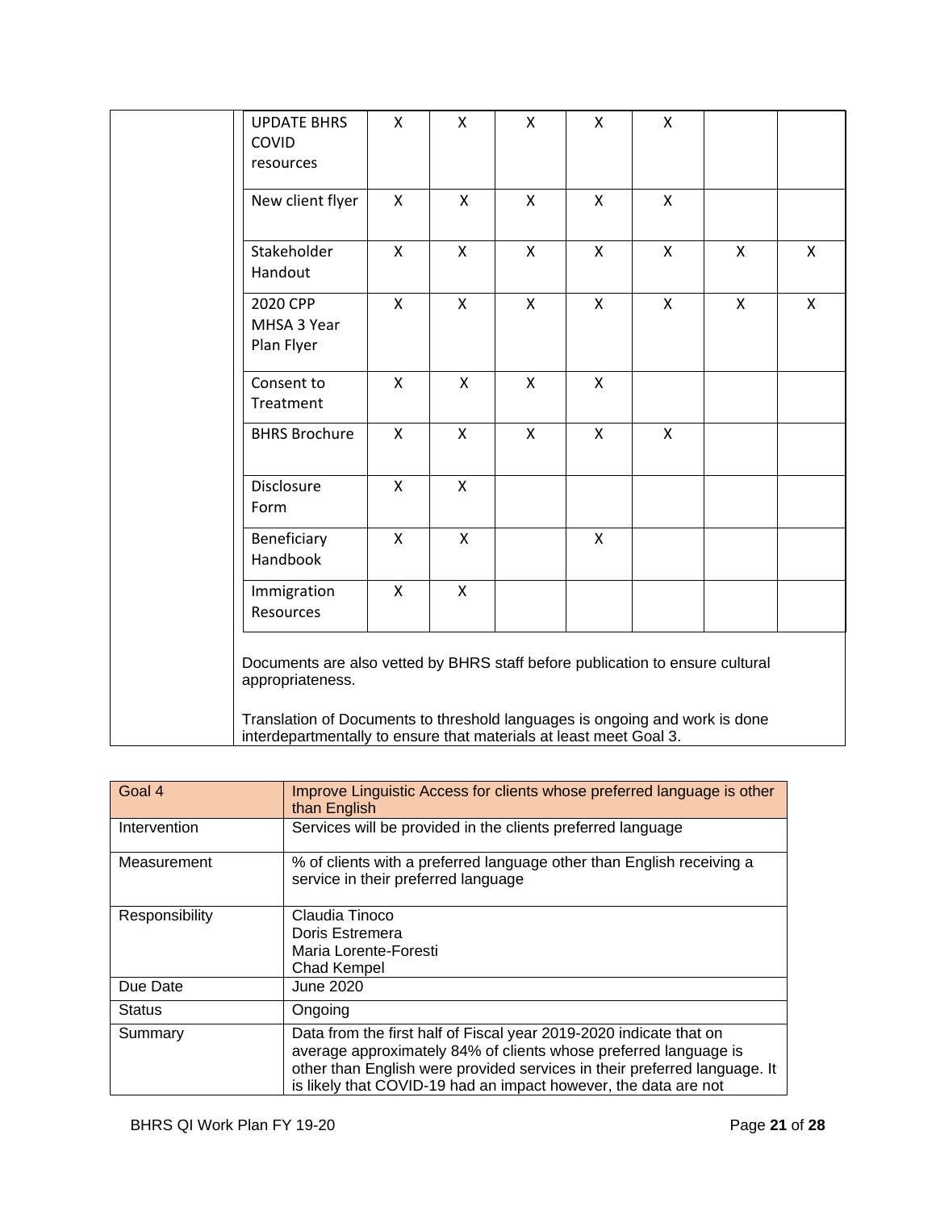| | | | | | | | |
|---|---|---|---|---|---|---|---|
| UPDATE BHRS COVID resources | X | X | X | X | X | | |
| New client flyer | X | X | X | X | X | | |
| Stakeholder Handout | X | X | X | X | X | X | X |
| 2020 CPP MHSA 3 Year Plan Flyer | X | X | X | X | X | X | X |
| Consent to Treatment | X | X | X | X | | | |
| BHRS Brochure | X | X | X | X | X | | |
| Disclosure Form | X | X | | | | | |
| Beneficiary Handbook | X | X | | X | | | |
| Immigration Resources | X | X | | | | | |

Documents are also vetted by BHRS staff before publication to ensure cultural appropriateness.

Translation of Documents to threshold languages is ongoing and work is done interdepartmentally to ensure that materials at least meet Goal 3.

| Goal 4 | Improve Linguistic Access for clients whose preferred language is other than English |
|---|---|
| Intervention | Services will be provided in the clients preferred language |
| Measurement | % of clients with a preferred language other than English receiving a service in their preferred language |
| Responsibility | Claudia Tinoco<br>Doris Estremera<br>Maria Lorente-Foresti<br>Chad Kempel |
| Due Date | June 2020 |
| Status | Ongoing |
| Summary | Data from the first half of Fiscal year 2019-2020 indicate that on average approximately 84% of clients whose preferred language is other than English were provided services in their preferred language. It is likely that COVID-19 had an impact however, the data are not |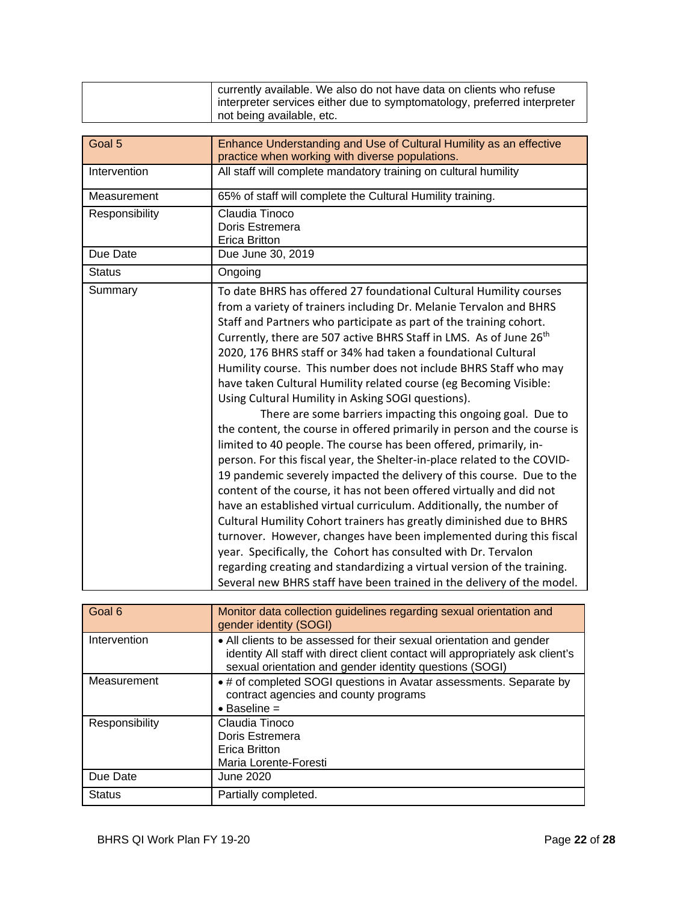| | currently available. We also do not have data on clients who refuse interpreter services either due to symptomatology, preferred interpreter not being available, etc. |
|---|---|

| Goal 5 | Enhance Understanding and Use of Cultural Humility as an effective practice when working with diverse populations. |
|---|---|
| Intervention | All staff will complete mandatory training on cultural humility |
| Measurement | 65% of staff will complete the Cultural Humility training. |
| Responsibility | Claudia Tinoco<br>Doris Estremera<br>Erica Britton |
| Due Date | Due June 30, 2019 |
| Status | Ongoing |
| Summary | To date BHRS has offered 27 foundational Cultural Humility courses from a variety of trainers including Dr. Melanie Tervalon and BHRS Staff and Partners who participate as part of the training cohort. Currently, there are 507 active BHRS Staff in LMS. As of June 26th 2020, 176 BHRS staff or 34% had taken a foundational Cultural Humility course. This number does not include BHRS Staff who may have taken Cultural Humility related course (eg Becoming Visible: Using Cultural Humility in Asking SOGI questions).<br>There are some barriers impacting this ongoing goal. Due to the content, the course in offered primarily in person and the course is limited to 40 people. The course has been offered, primarily, in-person. For this fiscal year, the Shelter-in-place related to the COVID-19 pandemic severely impacted the delivery of this course. Due to the content of the course, it has not been offered virtually and did not have an established virtual curriculum. Additionally, the number of Cultural Humility Cohort trainers has greatly diminished due to BHRS turnover. However, changes have been implemented during this fiscal year. Specifically, the Cohort has consulted with Dr. Tervalon regarding creating and standardizing a virtual version of the training. Several new BHRS staff have been trained in the delivery of the model. |

| Goal 6 | Monitor data collection guidelines regarding sexual orientation and gender identity (SOGI) |
|---|---|
| Intervention | • All clients to be assessed for their sexual orientation and gender identity All staff with direct client contact will appropriately ask client's sexual orientation and gender identity questions (SOGI) |
| Measurement | • # of completed SOGI questions in Avatar assessments. Separate by contract agencies and county programs<br>• Baseline = |
| Responsibility | Claudia Tinoco<br>Doris Estremera<br>Erica Britton<br>Maria Lorente-Foresti |
| Due Date | June 2020 |
| Status | Partially completed. |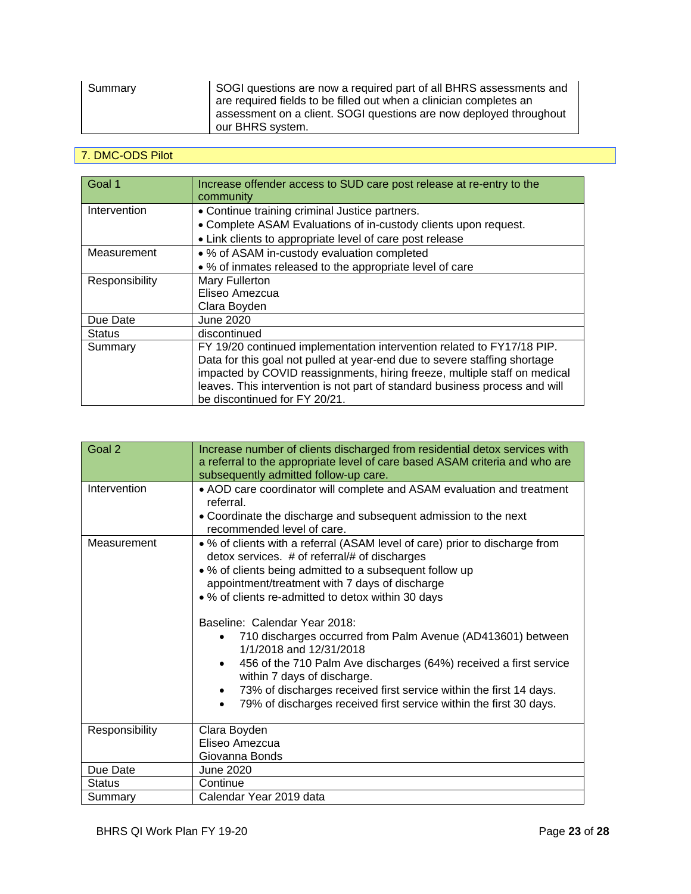| Summary | SOGI questions are now a required part of all BHRS assessments and are required fields to be filled out when a clinician completes an assessment on a client. SOGI questions are now deployed throughout our BHRS system. |
|---|---|

## 7. DMC-ODS Pilot

| Goal 1 | Increase offender access to SUD care post release at re-entry to the community |
|---|---|
| Intervention | • Continue training criminal Justice partners.<br>• Complete ASAM Evaluations of in-custody clients upon request.<br>• Link clients to appropriate level of care post release |
| Measurement | • % of ASAM in-custody evaluation completed<br>• % of inmates released to the appropriate level of care |
| Responsibility | Mary Fullerton<br>Eliseo Amezcua<br>Clara Boyden |
| Due Date | June 2020 |
| Status | discontinued |
| Summary | FY 19/20 continued implementation intervention related to FY17/18 PIP. Data for this goal not pulled at year-end due to severe staffing shortage impacted by COVID reassignments, hiring freeze, multiple staff on medical leaves. This intervention is not part of standard business process and will be discontinued for FY 20/21. |

| Goal 2 | Increase number of clients discharged from residential detox services with a referral to the appropriate level of care based ASAM criteria and who are subsequently admitted follow-up care. |
|---|---|
| Intervention | • AOD care coordinator will complete and ASAM evaluation and treatment referral.<br>• Coordinate the discharge and subsequent admission to the next recommended level of care. |
| Measurement | • % of clients with a referral (ASAM level of care) prior to discharge from detox services. # of referral/# of discharges<br>• % of clients being admitted to a subsequent follow up appointment/treatment with 7 days of discharge<br>• % of clients re-admitted to detox within 30 days<br><br>Baseline: Calendar Year 2018:<br>• 710 discharges occurred from Palm Avenue (AD413601) between 1/1/2018 and 12/31/2018<br>• 456 of the 710 Palm Ave discharges (64%) received a first service within 7 days of discharge.<br>• 73% of discharges received first service within the first 14 days.<br>• 79% of discharges received first service within the first 30 days. |
| Responsibility | Clara Boyden<br>Eliseo Amezcua<br>Giovanna Bonds |
| Due Date | June 2020 |
| Status | Continue |
| Summary | Calendar Year 2019 data |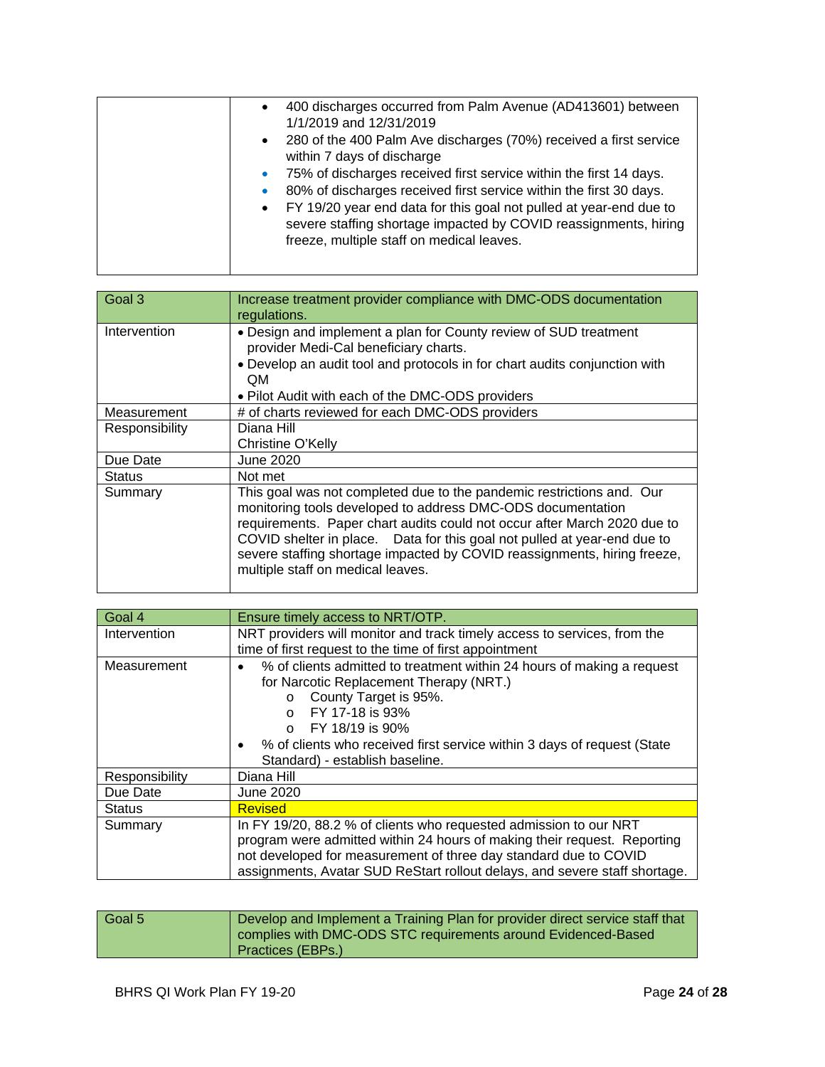| | |
|---|---|
| | • 400 discharges occurred from Palm Avenue (AD413601) between 1/1/2019 and 12/31/2019<br>• 280 of the 400 Palm Ave discharges (70%) received a first service within 7 days of discharge<br>• 75% of discharges received first service within the first 14 days.<br>• 80% of discharges received first service within the first 30 days.<br>• FY 19/20 year end data for this goal not pulled at year-end due to severe staffing shortage impacted by COVID reassignments, hiring freeze, multiple staff on medical leaves. |

| Goal 3 | Increase treatment provider compliance with DMC-ODS documentation regulations. |
|---|---|
| Intervention | • Design and implement a plan for County review of SUD treatment provider Medi-Cal beneficiary charts.<br>• Develop an audit tool and protocols in for chart audits conjunction with QM<br>• Pilot Audit with each of the DMC-ODS providers |
| Measurement | # of charts reviewed for each DMC-ODS providers |
| Responsibility | Diana Hill<br>Christine O'Kelly |
| Due Date | June 2020 |
| Status | Not met |
| Summary | This goal was not completed due to the pandemic restrictions and. Our monitoring tools developed to address DMC-ODS documentation requirements. Paper chart audits could not occur after March 2020 due to COVID shelter in place. Data for this goal not pulled at year-end due to severe staffing shortage impacted by COVID reassignments, hiring freeze, multiple staff on medical leaves. |

| Goal 4 | Ensure timely access to NRT/OTP. |
|---|---|
| Intervention | NRT providers will monitor and track timely access to services, from the time of first request to the time of first appointment |
| Measurement | • % of clients admitted to treatment within 24 hours of making a request for Narcotic Replacement Therapy (NRT.)<br>  o County Target is 95%.<br>  o FY 17-18 is 93%<br>  o FY 18/19 is 90%<br>• % of clients who received first service within 3 days of request (State Standard) - establish baseline. |
| Responsibility | Diana Hill |
| Due Date | June 2020 |
| Status | Revised |
| Summary | In FY 19/20, 88.2 % of clients who requested admission to our NRT program were admitted within 24 hours of making their request. Reporting not developed for measurement of three day standard due to COVID assignments, Avatar SUD ReStart rollout delays, and severe staff shortage. |

| Goal 5 | Develop and Implement a Training Plan for provider direct service staff that complies with DMC-ODS STC requirements around Evidenced-Based Practices (EBPs.) |
|---|---|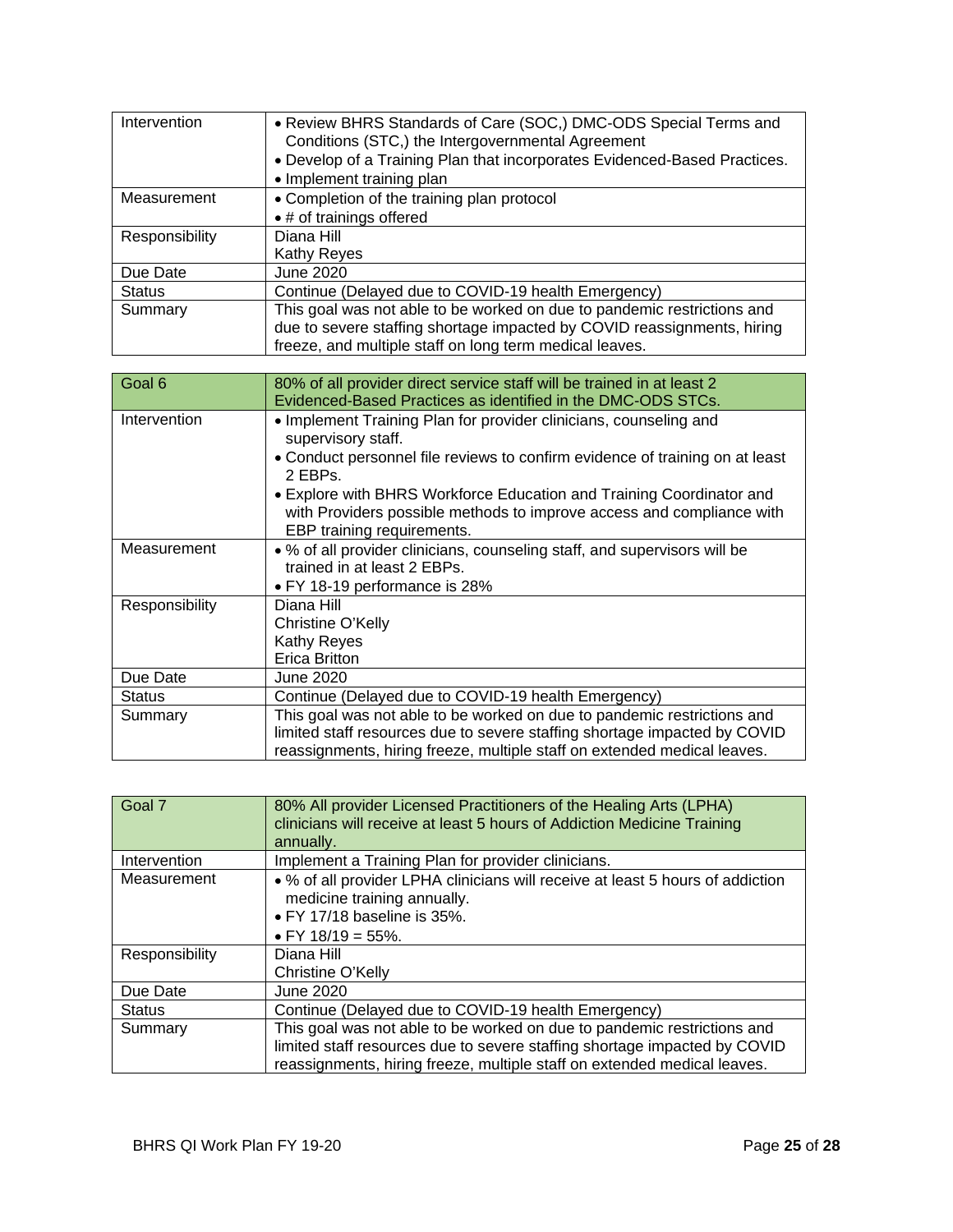| | |
|---|---|
| Intervention | • Review BHRS Standards of Care (SOC,) DMC-ODS Special Terms and Conditions (STC,) the Intergovernmental Agreement<br>• Develop of a Training Plan that incorporates Evidenced-Based Practices.<br>• Implement training plan |
| Measurement | • Completion of the training plan protocol<br>• # of trainings offered |
| Responsibility | Diana Hill<br>Kathy Reyes |
| Due Date | June 2020 |
| Status | Continue (Delayed due to COVID-19 health Emergency) |
| Summary | This goal was not able to be worked on due to pandemic restrictions and due to severe staffing shortage impacted by COVID reassignments, hiring freeze, and multiple staff on long term medical leaves. |

| Goal 6 | 80% of all provider direct service staff will be trained in at least 2 Evidenced-Based Practices as identified in the DMC-ODS STCs. |
|---|---|
| Intervention | • Implement Training Plan for provider clinicians, counseling and supervisory staff.<br>• Conduct personnel file reviews to confirm evidence of training on at least 2 EBPs.<br>• Explore with BHRS Workforce Education and Training Coordinator and with Providers possible methods to improve access and compliance with EBP training requirements. |
| Measurement | • % of all provider clinicians, counseling staff, and supervisors will be trained in at least 2 EBPs.<br>• FY 18-19 performance is 28% |
| Responsibility | Diana Hill<br>Christine O'Kelly<br>Kathy Reyes<br>Erica Britton |
| Due Date | June 2020 |
| Status | Continue (Delayed due to COVID-19 health Emergency) |
| Summary | This goal was not able to be worked on due to pandemic restrictions and limited staff resources due to severe staffing shortage impacted by COVID reassignments, hiring freeze, multiple staff on extended medical leaves. |

| Goal 7 | 80% All provider Licensed Practitioners of the Healing Arts (LPHA) clinicians will receive at least 5 hours of Addiction Medicine Training annually. |
|---|---|
| Intervention | Implement a Training Plan for provider clinicians. |
| Measurement | • % of all provider LPHA clinicians will receive at least 5 hours of addiction medicine training annually.<br>• FY 17/18 baseline is 35%.<br>• FY 18/19 = 55%. |
| Responsibility | Diana Hill<br>Christine O'Kelly |
| Due Date | June 2020 |
| Status | Continue (Delayed due to COVID-19 health Emergency) |
| Summary | This goal was not able to be worked on due to pandemic restrictions and limited staff resources due to severe staffing shortage impacted by COVID reassignments, hiring freeze, multiple staff on extended medical leaves. |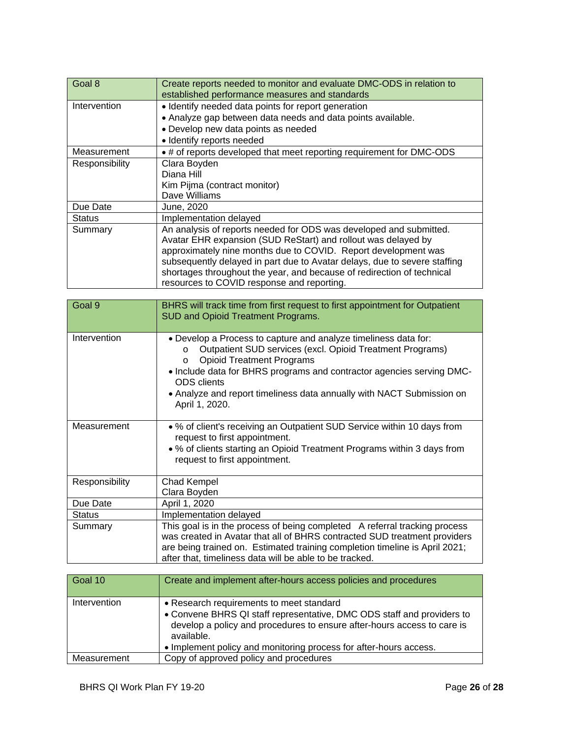| Goal 8 | Create reports needed to monitor and evaluate DMC-ODS in relation to established performance measures and standards |
|---|---|
| Intervention | • Identify needed data points for report generation<br>• Analyze gap between data needs and data points available.<br>• Develop new data points as needed<br>• Identify reports needed |
| Measurement | • # of reports developed that meet reporting requirement for DMC-ODS |
| Responsibility | Clara Boyden<br>Diana Hill<br>Kim Pijma (contract monitor)<br>Dave Williams |
| Due Date | June, 2020 |
| Status | Implementation delayed |
| Summary | An analysis of reports needed for ODS was developed and submitted. Avatar EHR expansion (SUD ReStart) and rollout was delayed by approximately nine months due to COVID. Report development was subsequently delayed in part due to Avatar delays, due to severe staffing shortages throughout the year, and because of redirection of technical resources to COVID response and reporting. |

| Goal 9 | BHRS will track time from first request to first appointment for Outpatient SUD and Opioid Treatment Programs. |
|---|---|
| Intervention | • Develop a Process to capture and analyze timeliness data for:<br>  o Outpatient SUD services (excl. Opioid Treatment Programs)<br>  o Opioid Treatment Programs<br>• Include data for BHRS programs and contractor agencies serving DMC-ODS clients<br>• Analyze and report timeliness data annually with NACT Submission on April 1, 2020. |
| Measurement | • % of client's receiving an Outpatient SUD Service within 10 days from request to first appointment.<br>• % of clients starting an Opioid Treatment Programs within 3 days from request to first appointment. |
| Responsibility | Chad Kempel<br>Clara Boyden |
| Due Date | April 1, 2020 |
| Status | Implementation delayed |
| Summary | This goal is in the process of being completed A referral tracking process was created in Avatar that all of BHRS contracted SUD treatment providers are being trained on. Estimated training completion timeline is April 2021; after that, timeliness data will be able to be tracked. |

| Goal 10 | Create and implement after-hours access policies and procedures |
|---|---|
| Intervention | • Research requirements to meet standard<br>• Convene BHRS QI staff representative, DMC ODS staff and providers to develop a policy and procedures to ensure after-hours access to care is available.<br>• Implement policy and monitoring process for after-hours access. |
| Measurement | Copy of approved policy and procedures |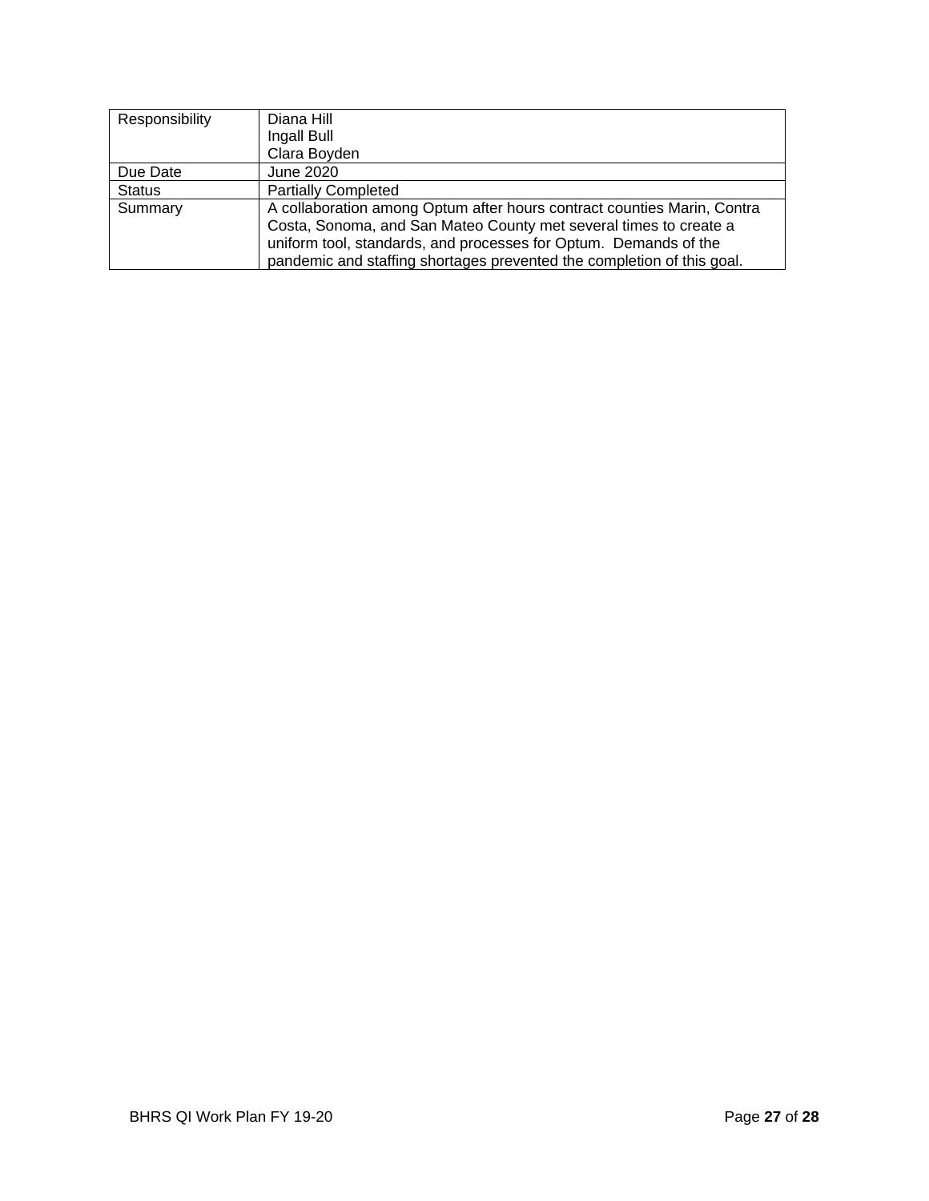| Responsibility | Diana Hill<br>Ingall Bull<br>Clara Boyden |
|---|---|
| Due Date | June 2020 |
| Status | Partially Completed |
| Summary | A collaboration among Optum after hours contract counties Marin, Contra Costa, Sonoma, and San Mateo County met several times to create a uniform tool, standards, and processes for Optum. Demands of the pandemic and staffing shortages prevented the completion of this goal. |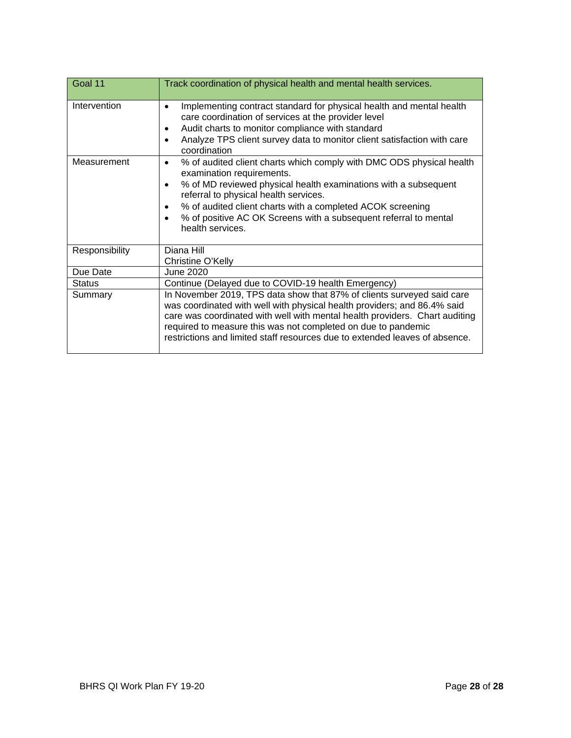| Goal 11 | Track coordination of physical health and mental health services. |
|---|---|
| Intervention | • Implementing contract standard for physical health and mental health care coordination of services at the provider level<br>• Audit charts to monitor compliance with standard<br>• Analyze TPS client survey data to monitor client satisfaction with care coordination |
| Measurement | • % of audited client charts which comply with DMC ODS physical health examination requirements.<br>• % of MD reviewed physical health examinations with a subsequent referral to physical health services.<br>• % of audited client charts with a completed ACOK screening<br>• % of positive AC OK Screens with a subsequent referral to mental health services. |
| Responsibility | Diana Hill<br>Christine O'Kelly |
| Due Date | June 2020 |
| Status | Continue (Delayed due to COVID-19 health Emergency) |
| Summary | In November 2019, TPS data show that 87% of clients surveyed said care was coordinated with well with physical health providers; and 86.4% said care was coordinated with well with mental health providers. Chart auditing required to measure this was not completed on due to pandemic restrictions and limited staff resources due to extended leaves of absence. |